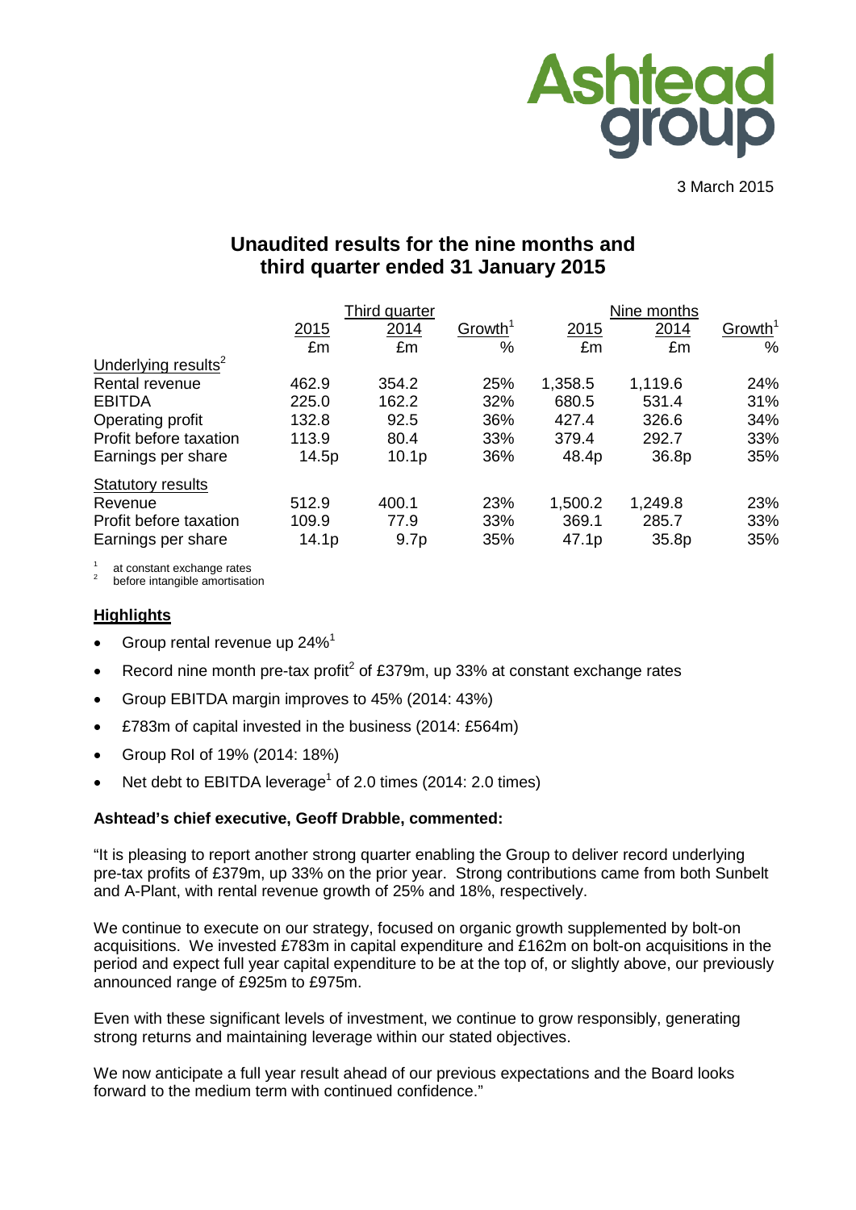Ashtead group

3 March 2015

# Unaudited results for the nine months and third quarter ended 31 January 2015

| | Third quarter | | | Nine months | | |
|---|---|---|---|---|---|---|
| | 2015 | 2014 | Growth[1] | 2015 | 2014 | Growth[1] |
| | £m | £m | % | £m | £m | % |
| Underlying results[2] | | | | | | |
| Rental revenue | 462.9 | 354.2 | 25% | 1,358.5 | 1,119.6 | 24% |
| EBITDA | 225.0 | 162.2 | 32% | 680.5 | 531.4 | 31% |
| Operating profit | 132.8 | 92.5 | 36% | 427.4 | 326.6 | 34% |
| Profit before taxation | 113.9 | 80.4 | 33% | 379.4 | 292.7 | 33% |
| Earnings per share | 14.5p | 10.1p | 36% | 48.4p | 36.8p | 35% |
| Statutory results | | | | | | |
| Revenue | 512.9 | 400.1 | 23% | 1,500.2 | 1,249.8 | 23% |
| Profit before taxation | 109.9 | 77.9 | 33% | 369.1 | 285.7 | 33% |
| Earnings per share | 14.1p | 9.7p | 35% | 47.1p | 35.8p | 35% |

[1] at constant exchange rates
[2] before intangible amortisation

## Highlights

- Group rental revenue up 24%[1]
- Record nine month pre-tax profit[2] of £379m, up 33% at constant exchange rates
- Group EBITDA margin improves to 45% (2014: 43%)
- £783m of capital invested in the business (2014: £564m)
- Group RoI of 19% (2014: 18%)
- Net debt to EBITDA leverage[1] of 2.0 times (2014: 2.0 times)

**Ashtead's chief executive, Geoff Drabble, commented:**

"It is pleasing to report another strong quarter enabling the Group to deliver record underlying pre-tax profits of £379m, up 33% on the prior year. Strong contributions came from both Sunbelt and A-Plant, with rental revenue growth of 25% and 18%, respectively.

We continue to execute on our strategy, focused on organic growth supplemented by bolt-on acquisitions. We invested £783m in capital expenditure and £162m on bolt-on acquisitions in the period and expect full year capital expenditure to be at the top of, or slightly above, our previously announced range of £925m to £975m.

Even with these significant levels of investment, we continue to grow responsibly, generating strong returns and maintaining leverage within our stated objectives.

We now anticipate a full year result ahead of our previous expectations and the Board looks forward to the medium term with continued confidence."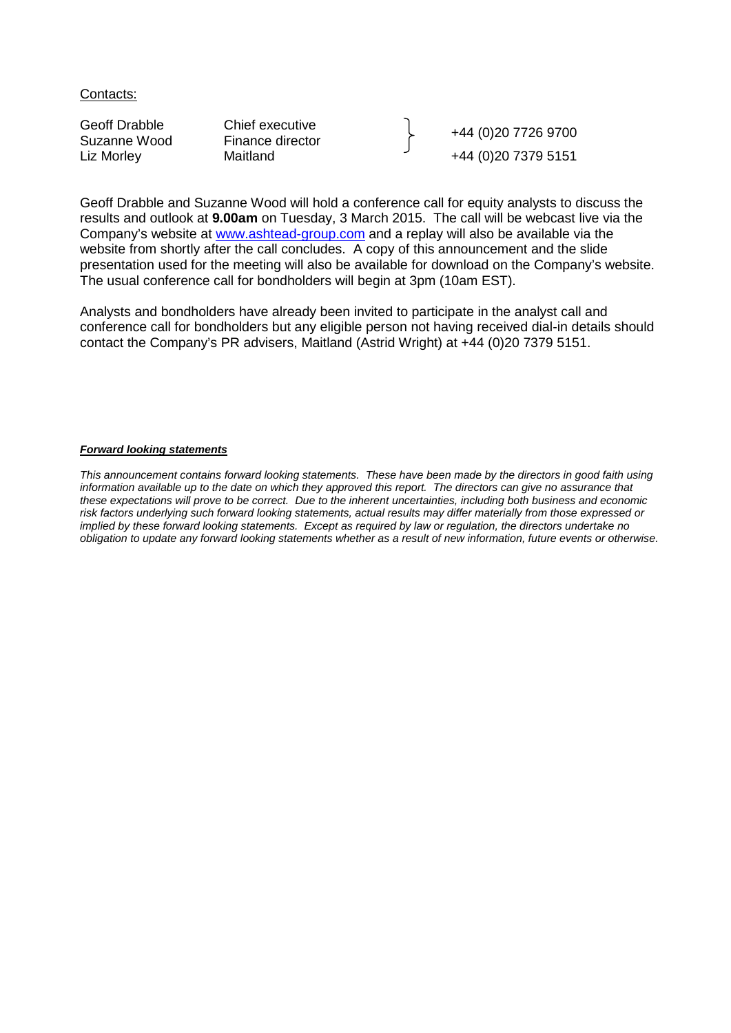Contacts:

| | | |
|---|---|---|
| Geoff Drabble | Chief executive | +44 (0)20 7726 9700 |
| Suzanne Wood | Finance director | |
| Liz Morley | Maitland | +44 (0)20 7379 5151 |

Geoff Drabble and Suzanne Wood will hold a conference call for equity analysts to discuss the results and outlook at **9.00am** on Tuesday, 3 March 2015. The call will be webcast live via the Company's website at [www.ashtead-group.com](http://www.ashtead-group.com) and a replay will also be available via the website from shortly after the call concludes. A copy of this announcement and the slide presentation used for the meeting will also be available for download on the Company's website. The usual conference call for bondholders will begin at 3pm (10am EST).

Analysts and bondholders have already been invited to participate in the analyst call and conference call for bondholders but any eligible person not having received dial-in details should contact the Company's PR advisers, Maitland (Astrid Wright) at +44 (0)20 7379 5151.

***Forward looking statements***

*This announcement contains forward looking statements. These have been made by the directors in good faith using information available up to the date on which they approved this report. The directors can give no assurance that these expectations will prove to be correct. Due to the inherent uncertainties, including both business and economic risk factors underlying such forward looking statements, actual results may differ materially from those expressed or implied by these forward looking statements. Except as required by law or regulation, the directors undertake no obligation to update any forward looking statements whether as a result of new information, future events or otherwise.*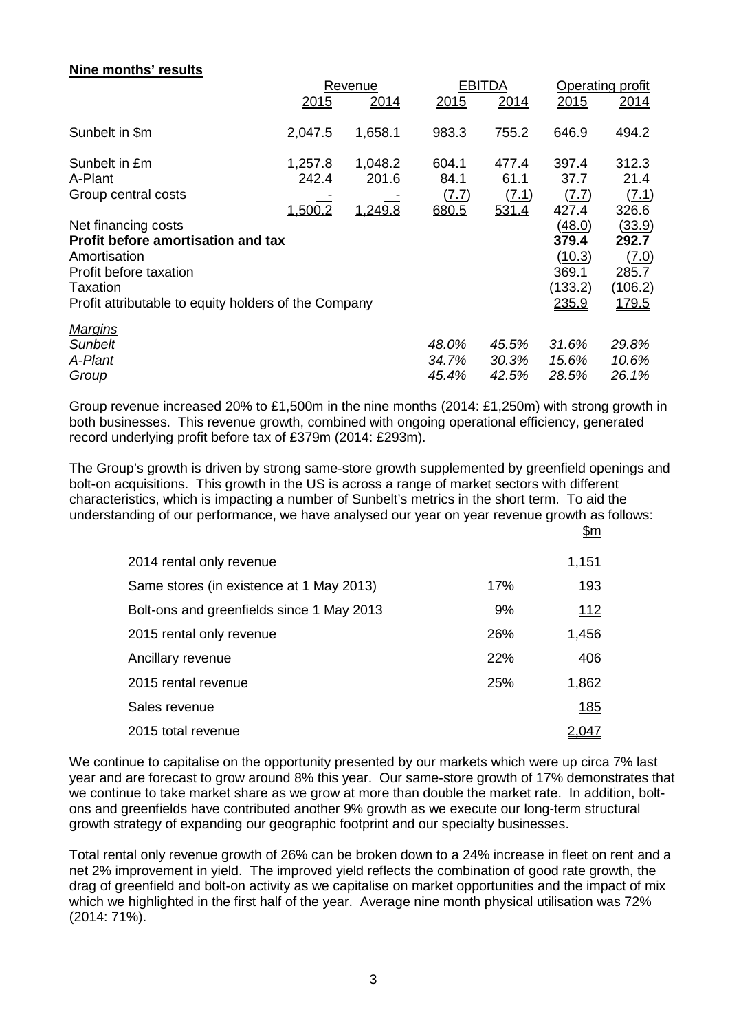**Nine months' results**

| | Revenue | | EBITDA | | Operating profit | |
|---|---|---|---|---|---|---|
| | 2015 | 2014 | 2015 | 2014 | 2015 | 2014 |
| Sunbelt in $m | 2,047.5 | 1,658.1 | 983.3 | 755.2 | 646.9 | 494.2 |
| Sunbelt in £m | 1,257.8 | 1,048.2 | 604.1 | 477.4 | 397.4 | 312.3 |
| A-Plant | 242.4 | 201.6 | 84.1 | 61.1 | 37.7 | 21.4 |
| Group central costs | - | - | (7.7) | (7.1) | (7.7) | (7.1) |
| | 1,500.2 | 1,249.8 | 680.5 | 531.4 | 427.4 | 326.6 |
| Net financing costs | | | | | (48.0) | (33.9) |
| **Profit before amortisation and tax** | | | | | **379.4** | **292.7** |
| Amortisation | | | | | (10.3) | (7.0) |
| Profit before taxation | | | | | 369.1 | 285.7 |
| Taxation | | | | | (133.2) | (106.2) |
| Profit attributable to equity holders of the Company | | | | | 235.9 | 179.5 |
| *Margins* | | | | | | |
| *Sunbelt* | | | *48.0%* | *45.5%* | *31.6%* | *29.8%* |
| *A-Plant* | | | *34.7%* | *30.3%* | *15.6%* | *10.6%* |
| *Group* | | | *45.4%* | *42.5%* | *28.5%* | *26.1%* |

Group revenue increased 20% to £1,500m in the nine months (2014: £1,250m) with strong growth in both businesses. This revenue growth, combined with ongoing operational efficiency, generated record underlying profit before tax of £379m (2014: £293m).

The Group's growth is driven by strong same-store growth supplemented by greenfield openings and bolt-on acquisitions. This growth in the US is across a range of market sectors with different characteristics, which is impacting a number of Sunbelt's metrics in the short term. To aid the understanding of our performance, we have analysed our year on year revenue growth as follows:

| | | $m |
|---|---|---|
| 2014 rental only revenue | | 1,151 |
| Same stores (in existence at 1 May 2013) | 17% | 193 |
| Bolt-ons and greenfields since 1 May 2013 | 9% | 112 |
| 2015 rental only revenue | 26% | 1,456 |
| Ancillary revenue | 22% | 406 |
| 2015 rental revenue | 25% | 1,862 |
| Sales revenue | | 185 |
| 2015 total revenue | | 2,047 |

We continue to capitalise on the opportunity presented by our markets which were up circa 7% last year and are forecast to grow around 8% this year. Our same-store growth of 17% demonstrates that we continue to take market share as we grow at more than double the market rate. In addition, bolt-ons and greenfields have contributed another 9% growth as we execute our long-term structural growth strategy of expanding our geographic footprint and our specialty businesses.

Total rental only revenue growth of 26% can be broken down to a 24% increase in fleet on rent and a net 2% improvement in yield. The improved yield reflects the combination of good rate growth, the drag of greenfield and bolt-on activity as we capitalise on market opportunities and the impact of mix which we highlighted in the first half of the year. Average nine month physical utilisation was 72% (2014: 71%).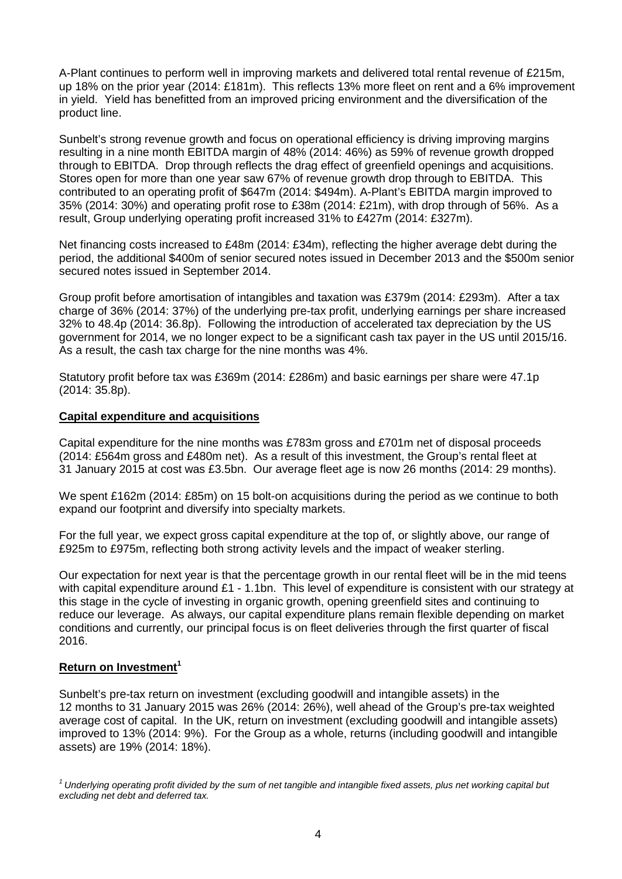A-Plant continues to perform well in improving markets and delivered total rental revenue of £215m, up 18% on the prior year (2014: £181m). This reflects 13% more fleet on rent and a 6% improvement in yield. Yield has benefitted from an improved pricing environment and the diversification of the product line.

Sunbelt's strong revenue growth and focus on operational efficiency is driving improving margins resulting in a nine month EBITDA margin of 48% (2014: 46%) as 59% of revenue growth dropped through to EBITDA. Drop through reflects the drag effect of greenfield openings and acquisitions. Stores open for more than one year saw 67% of revenue growth drop through to EBITDA. This contributed to an operating profit of $647m (2014: $494m). A-Plant's EBITDA margin improved to 35% (2014: 30%) and operating profit rose to £38m (2014: £21m), with drop through of 56%. As a result, Group underlying operating profit increased 31% to £427m (2014: £327m).

Net financing costs increased to £48m (2014: £34m), reflecting the higher average debt during the period, the additional $400m of senior secured notes issued in December 2013 and the $500m senior secured notes issued in September 2014.

Group profit before amortisation of intangibles and taxation was £379m (2014: £293m). After a tax charge of 36% (2014: 37%) of the underlying pre-tax profit, underlying earnings per share increased 32% to 48.4p (2014: 36.8p). Following the introduction of accelerated tax depreciation by the US government for 2014, we no longer expect to be a significant cash tax payer in the US until 2015/16. As a result, the cash tax charge for the nine months was 4%.

Statutory profit before tax was £369m (2014: £286m) and basic earnings per share were 47.1p (2014: 35.8p).

## Capital expenditure and acquisitions

Capital expenditure for the nine months was £783m gross and £701m net of disposal proceeds (2014: £564m gross and £480m net). As a result of this investment, the Group's rental fleet at 31 January 2015 at cost was £3.5bn. Our average fleet age is now 26 months (2014: 29 months).

We spent £162m (2014: £85m) on 15 bolt-on acquisitions during the period as we continue to both expand our footprint and diversify into specialty markets.

For the full year, we expect gross capital expenditure at the top of, or slightly above, our range of £925m to £975m, reflecting both strong activity levels and the impact of weaker sterling.

Our expectation for next year is that the percentage growth in our rental fleet will be in the mid teens with capital expenditure around £1 - 1.1bn. This level of expenditure is consistent with our strategy at this stage in the cycle of investing in organic growth, opening greenfield sites and continuing to reduce our leverage. As always, our capital expenditure plans remain flexible depending on market conditions and currently, our principal focus is on fleet deliveries through the first quarter of fiscal 2016.

## Return on Investment[1]

Sunbelt's pre-tax return on investment (excluding goodwill and intangible assets) in the 12 months to 31 January 2015 was 26% (2014: 26%), well ahead of the Group's pre-tax weighted average cost of capital. In the UK, return on investment (excluding goodwill and intangible assets) improved to 13% (2014: 9%). For the Group as a whole, returns (including goodwill and intangible assets) are 19% (2014: 18%).

*[1] Underlying operating profit divided by the sum of net tangible and intangible fixed assets, plus net working capital but excluding net debt and deferred tax.*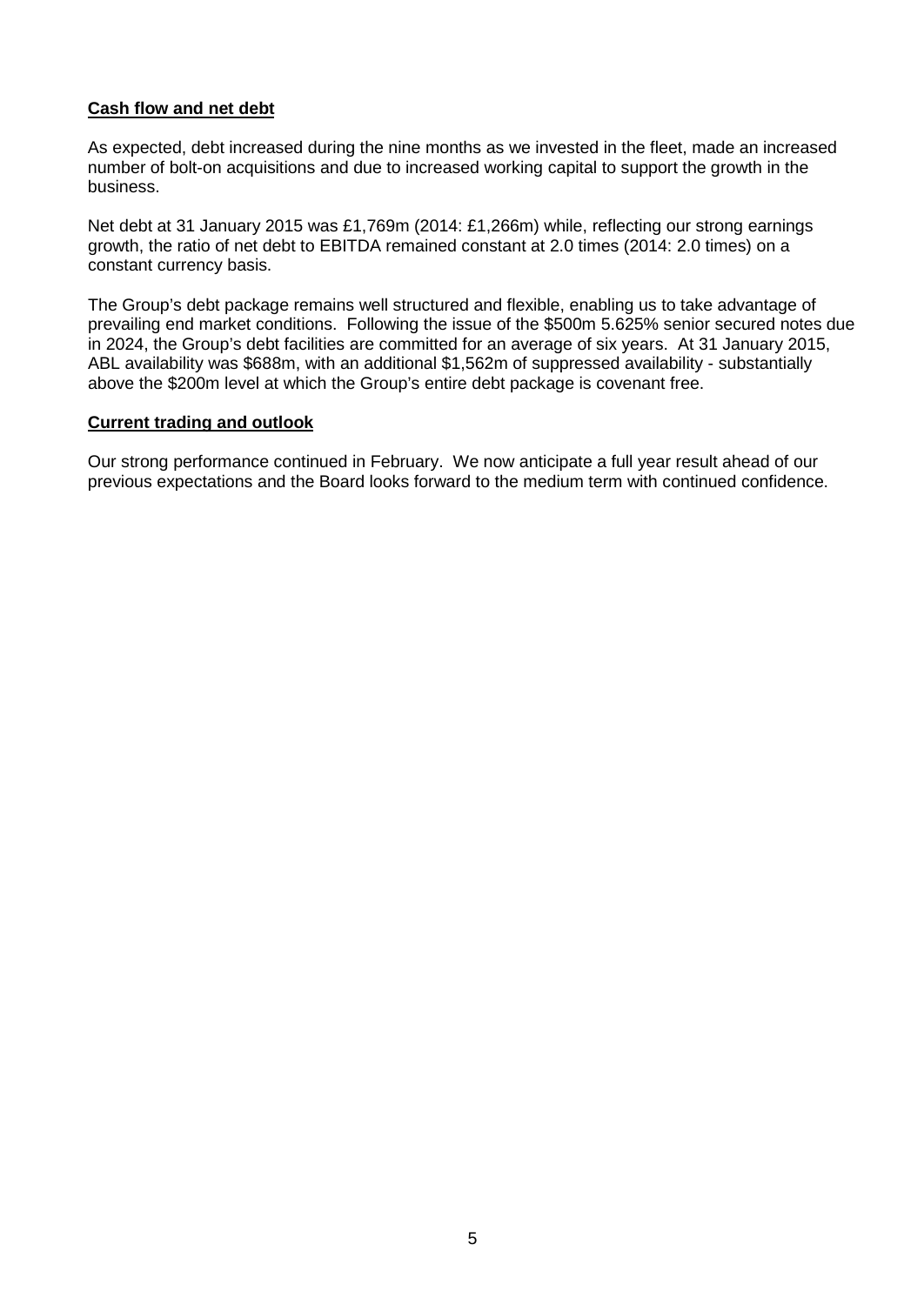**Cash flow and net debt**

As expected, debt increased during the nine months as we invested in the fleet, made an increased number of bolt-on acquisitions and due to increased working capital to support the growth in the business.

Net debt at 31 January 2015 was £1,769m (2014: £1,266m) while, reflecting our strong earnings growth, the ratio of net debt to EBITDA remained constant at 2.0 times (2014: 2.0 times) on a constant currency basis.

The Group's debt package remains well structured and flexible, enabling us to take advantage of prevailing end market conditions. Following the issue of the $500m 5.625% senior secured notes due in 2024, the Group's debt facilities are committed for an average of six years. At 31 January 2015, ABL availability was $688m, with an additional $1,562m of suppressed availability - substantially above the $200m level at which the Group's entire debt package is covenant free.

**Current trading and outlook**

Our strong performance continued in February. We now anticipate a full year result ahead of our previous expectations and the Board looks forward to the medium term with continued confidence.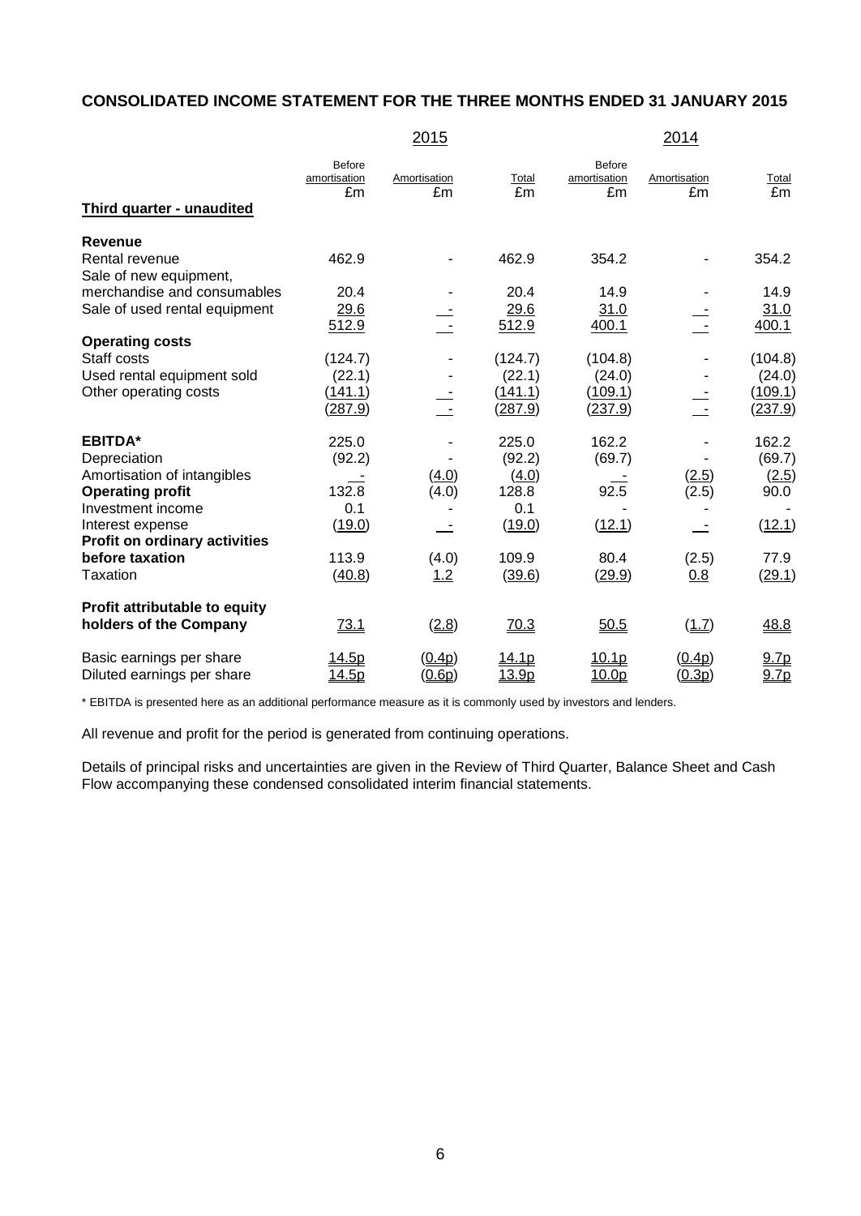## CONSOLIDATED INCOME STATEMENT FOR THE THREE MONTHS ENDED 31 JANUARY 2015

| | 2015 | | | 2014 | | |
|---|---|---|---|---|---|---|
| | Before amortisation £m | Amortisation £m | Total £m | Before amortisation £m | Amortisation £m | Total £m |
| **Third quarter - unaudited** | | | | | | |
| **Revenue** | | | | | | |
| Rental revenue | 462.9 | - | 462.9 | 354.2 | - | 354.2 |
| Sale of new equipment, merchandise and consumables | 20.4 | - | 20.4 | 14.9 | - | 14.9 |
| Sale of used rental equipment | 29.6 | - | 29.6 | 31.0 | - | 31.0 |
| | 512.9 | - | 512.9 | 400.1 | - | 400.1 |
| **Operating costs** | | | | | | |
| Staff costs | (124.7) | - | (124.7) | (104.8) | - | (104.8) |
| Used rental equipment sold | (22.1) | - | (22.1) | (24.0) | - | (24.0) |
| Other operating costs | (141.1) | - | (141.1) | (109.1) | - | (109.1) |
| | (287.9) | - | (287.9) | (237.9) | - | (237.9) |
| **EBITDA*** | 225.0 | - | 225.0 | 162.2 | - | 162.2 |
| Depreciation | (92.2) | - | (92.2) | (69.7) | - | (69.7) |
| Amortisation of intangibles | - | (4.0) | (4.0) | - | (2.5) | (2.5) |
| **Operating profit** | 132.8 | (4.0) | 128.8 | 92.5 | (2.5) | 90.0 |
| Investment income | 0.1 | - | 0.1 | - | - | - |
| Interest expense | (19.0) | - | (19.0) | (12.1) | - | (12.1) |
| **Profit on ordinary activities before taxation** | 113.9 | (4.0) | 109.9 | 80.4 | (2.5) | 77.9 |
| Taxation | (40.8) | 1.2 | (39.6) | (29.9) | 0.8 | (29.1) |
| **Profit attributable to equity holders of the Company** | 73.1 | (2.8) | 70.3 | 50.5 | (1.7) | 48.8 |
| Basic earnings per share | 14.5p | (0.4p) | 14.1p | 10.1p | (0.4p) | 9.7p |
| Diluted earnings per share | 14.5p | (0.6p) | 13.9p | 10.0p | (0.3p) | 9.7p |

* EBITDA is presented here as an additional performance measure as it is commonly used by investors and lenders.

All revenue and profit for the period is generated from continuing operations.

Details of principal risks and uncertainties are given in the Review of Third Quarter, Balance Sheet and Cash Flow accompanying these condensed consolidated interim financial statements.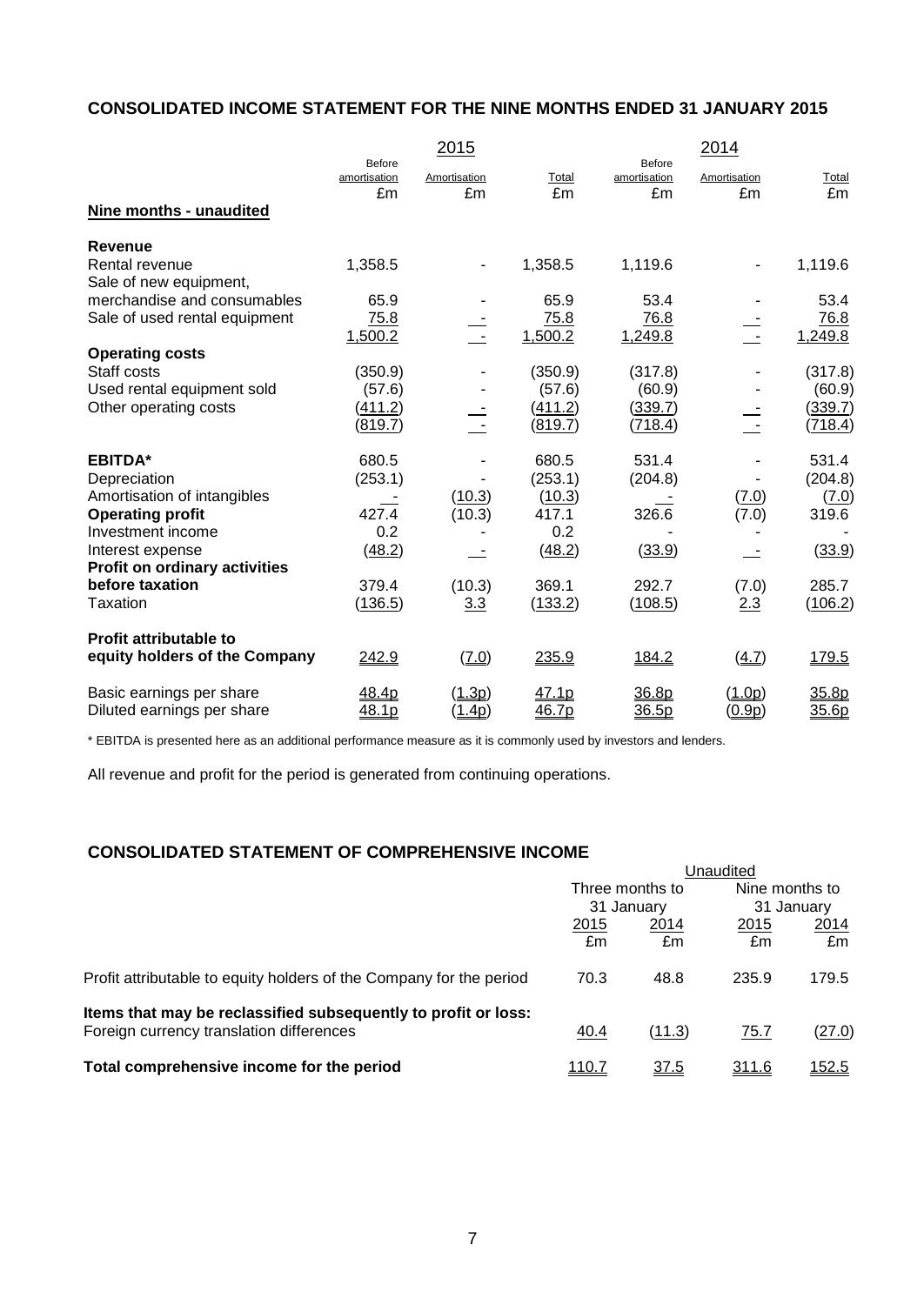## CONSOLIDATED INCOME STATEMENT FOR THE NINE MONTHS ENDED 31 JANUARY 2015

| | 2015 | | | 2014 | | |
|---|---|---|---|---|---|---|
| | Before amortisation £m | Amortisation £m | Total £m | Before amortisation £m | Amortisation £m | Total £m |
| **Nine months - unaudited** | | | | | | |
| **Revenue** | | | | | | |
| Rental revenue | 1,358.5 | - | 1,358.5 | 1,119.6 | - | 1,119.6 |
| Sale of new equipment, merchandise and consumables | 65.9 | - | 65.9 | 53.4 | - | 53.4 |
| Sale of used rental equipment | 75.8 | - | 75.8 | 76.8 | - | 76.8 |
| | 1,500.2 | - | 1,500.2 | 1,249.8 | - | 1,249.8 |
| **Operating costs** | | | | | | |
| Staff costs | (350.9) | - | (350.9) | (317.8) | - | (317.8) |
| Used rental equipment sold | (57.6) | - | (57.6) | (60.9) | - | (60.9) |
| Other operating costs | (411.2) | - | (411.2) | (339.7) | - | (339.7) |
| | (819.7) | - | (819.7) | (718.4) | - | (718.4) |
| **EBITDA*** | 680.5 | - | 680.5 | 531.4 | - | 531.4 |
| Depreciation | (253.1) | - | (253.1) | (204.8) | - | (204.8) |
| Amortisation of intangibles | - | (10.3) | (10.3) | - | (7.0) | (7.0) |
| **Operating profit** | 427.4 | (10.3) | 417.1 | 326.6 | (7.0) | 319.6 |
| Investment income | 0.2 | - | 0.2 | - | - | - |
| Interest expense | (48.2) | - | (48.2) | (33.9) | - | (33.9) |
| **Profit on ordinary activities before taxation** | 379.4 | (10.3) | 369.1 | 292.7 | (7.0) | 285.7 |
| Taxation | (136.5) | 3.3 | (133.2) | (108.5) | 2.3 | (106.2) |
| **Profit attributable to equity holders of the Company** | 242.9 | (7.0) | 235.9 | 184.2 | (4.7) | 179.5 |
| Basic earnings per share | 48.4p | (1.3p) | 47.1p | 36.8p | (1.0p) | 35.8p |
| Diluted earnings per share | 48.1p | (1.4p) | 46.7p | 36.5p | (0.9p) | 35.6p |

\* EBITDA is presented here as an additional performance measure as it is commonly used by investors and lenders.

All revenue and profit for the period is generated from continuing operations.

## CONSOLIDATED STATEMENT OF COMPREHENSIVE INCOME

| | Unaudited | | | |
|---|---|---|---|---|
| | Three months to 31 January | | Nine months to 31 January | |
| | 2015 £m | 2014 £m | 2015 £m | 2014 £m |
| Profit attributable to equity holders of the Company for the period | 70.3 | 48.8 | 235.9 | 179.5 |
| **Items that may be reclassified subsequently to profit or loss:** | | | | |
| Foreign currency translation differences | 40.4 | (11.3) | 75.7 | (27.0) |
| **Total comprehensive income for the period** | 110.7 | 37.5 | 311.6 | 152.5 |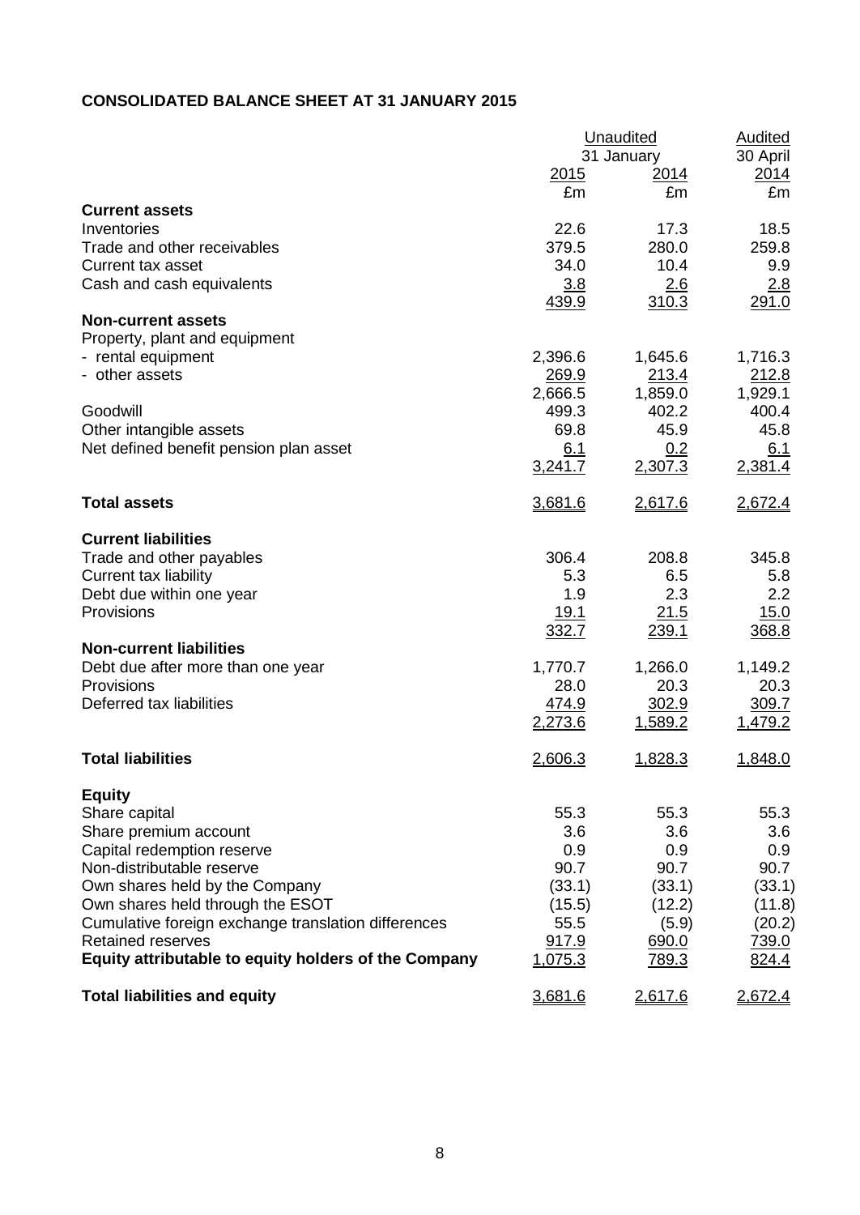**CONSOLIDATED BALANCE SHEET AT 31 JANUARY 2015**

| | Unaudited | | Audited |
|---|---|---|---|
| | 31 January | | 30 April |
| | 2015 | 2014 | 2014 |
| | £m | £m | £m |
| **Current assets** | | | |
| Inventories | 22.6 | 17.3 | 18.5 |
| Trade and other receivables | 379.5 | 280.0 | 259.8 |
| Current tax asset | 34.0 | 10.4 | 9.9 |
| Cash and cash equivalents | 3.8 | 2.6 | 2.8 |
| | 439.9 | 310.3 | 291.0 |
| **Non-current assets** | | | |
| Property, plant and equipment | | | |
| - rental equipment | 2,396.6 | 1,645.6 | 1,716.3 |
| - other assets | 269.9 | 213.4 | 212.8 |
| | 2,666.5 | 1,859.0 | 1,929.1 |
| Goodwill | 499.3 | 402.2 | 400.4 |
| Other intangible assets | 69.8 | 45.9 | 45.8 |
| Net defined benefit pension plan asset | 6.1 | 0.2 | 6.1 |
| | 3,241.7 | 2,307.3 | 2,381.4 |
| **Total assets** | 3,681.6 | 2,617.6 | 2,672.4 |
| **Current liabilities** | | | |
| Trade and other payables | 306.4 | 208.8 | 345.8 |
| Current tax liability | 5.3 | 6.5 | 5.8 |
| Debt due within one year | 1.9 | 2.3 | 2.2 |
| Provisions | 19.1 | 21.5 | 15.0 |
| | 332.7 | 239.1 | 368.8 |
| **Non-current liabilities** | | | |
| Debt due after more than one year | 1,770.7 | 1,266.0 | 1,149.2 |
| Provisions | 28.0 | 20.3 | 20.3 |
| Deferred tax liabilities | 474.9 | 302.9 | 309.7 |
| | 2,273.6 | 1,589.2 | 1,479.2 |
| **Total liabilities** | 2,606.3 | 1,828.3 | 1,848.0 |
| **Equity** | | | |
| Share capital | 55.3 | 55.3 | 55.3 |
| Share premium account | 3.6 | 3.6 | 3.6 |
| Capital redemption reserve | 0.9 | 0.9 | 0.9 |
| Non-distributable reserve | 90.7 | 90.7 | 90.7 |
| Own shares held by the Company | (33.1) | (33.1) | (33.1) |
| Own shares held through the ESOT | (15.5) | (12.2) | (11.8) |
| Cumulative foreign exchange translation differences | 55.5 | (5.9) | (20.2) |
| Retained reserves | 917.9 | 690.0 | 739.0 |
| **Equity attributable to equity holders of the Company** | 1,075.3 | 789.3 | 824.4 |
| **Total liabilities and equity** | 3,681.6 | 2,617.6 | 2,672.4 |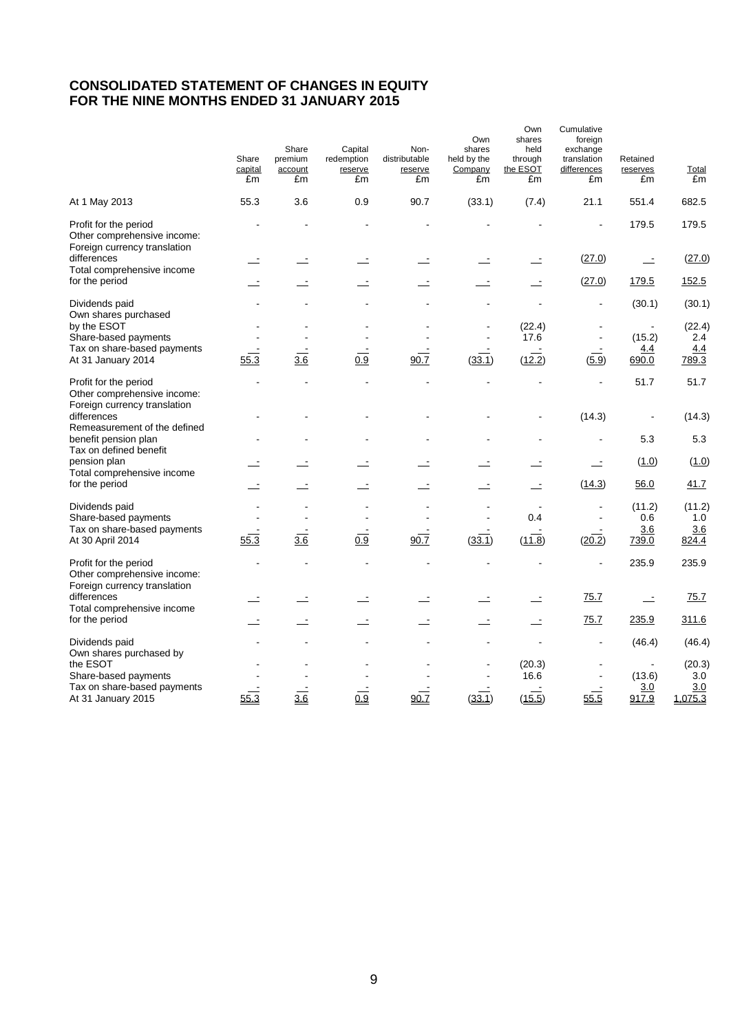# CONSOLIDATED STATEMENT OF CHANGES IN EQUITY FOR THE NINE MONTHS ENDED 31 JANUARY 2015

| | Share capital £m | Share premium account £m | Capital redemption reserve £m | Non-distributable reserve £m | Own shares held by the Company £m | Own shares held through the ESOT £m | Cumulative foreign exchange translation differences £m | Retained reserves £m | Total £m |
|---|---|---|---|---|---|---|---|---|---|
| At 1 May 2013 | 55.3 | 3.6 | 0.9 | 90.7 | (33.1) | (7.4) | 21.1 | 551.4 | 682.5 |
| Profit for the period | - | - | - | - | - | - | - | 179.5 | 179.5 |
| Other comprehensive income: | | | | | | | | | |
| Foreign currency translation differences | - | - | - | - | - | - | (27.0) | - | (27.0) |
| Total comprehensive income for the period | - | - | - | - | - | - | (27.0) | 179.5 | 152.5 |
| Dividends paid | - | - | - | - | - | - | - | (30.1) | (30.1) |
| Own shares purchased by the ESOT | - | - | - | - | - | (22.4) | - | - | (22.4) |
| Share-based payments | - | - | - | - | - | 17.6 | - | (15.2) | 2.4 |
| Tax on share-based payments | - | - | - | - | - | - | - | 4.4 | 4.4 |
| At 31 January 2014 | 55.3 | 3.6 | 0.9 | 90.7 | (33.1) | (12.2) | (5.9) | 690.0 | 789.3 |
| Profit for the period | - | - | - | - | - | - | - | 51.7 | 51.7 |
| Other comprehensive income: | | | | | | | | | |
| Foreign currency translation differences | - | - | - | - | - | - | (14.3) | - | (14.3) |
| Remeasurement of the defined benefit pension plan | - | - | - | - | - | - | - | 5.3 | 5.3 |
| Tax on defined benefit pension plan | - | - | - | - | - | - | - | (1.0) | (1.0) |
| Total comprehensive income for the period | - | - | - | - | - | - | (14.3) | 56.0 | 41.7 |
| Dividends paid | - | - | - | - | - | - | - | (11.2) | (11.2) |
| Share-based payments | - | - | - | - | - | 0.4 | - | 0.6 | 1.0 |
| Tax on share-based payments | - | - | - | - | - | - | - | 3.6 | 3.6 |
| At 30 April 2014 | 55.3 | 3.6 | 0.9 | 90.7 | (33.1) | (11.8) | (20.2) | 739.0 | 824.4 |
| Profit for the period | - | - | - | - | - | - | - | 235.9 | 235.9 |
| Other comprehensive income: | | | | | | | | | |
| Foreign currency translation differences | - | - | - | - | - | - | 75.7 | - | 75.7 |
| Total comprehensive income for the period | - | - | - | - | - | - | 75.7 | 235.9 | 311.6 |
| Dividends paid | - | - | - | - | - | - | - | (46.4) | (46.4) |
| Own shares purchased by the ESOT | - | - | - | - | - | (20.3) | - | - | (20.3) |
| Share-based payments | - | - | - | - | - | 16.6 | - | (13.6) | 3.0 |
| Tax on share-based payments | - | - | - | - | - | - | - | 3.0 | 3.0 |
| At 31 January 2015 | 55.3 | 3.6 | 0.9 | 90.7 | (33.1) | (15.5) | 55.5 | 917.9 | 1,075.3 |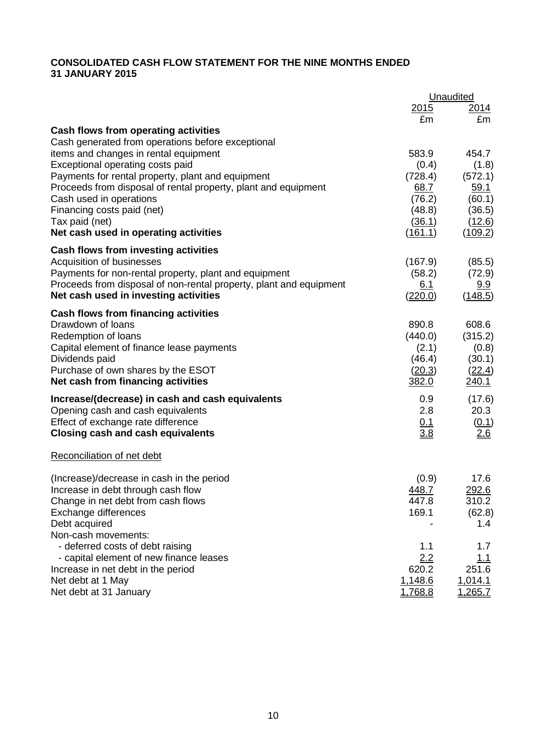**CONSOLIDATED CASH FLOW STATEMENT FOR THE NINE MONTHS ENDED 31 JANUARY 2015**

| | Unaudited | |
|---|---|---|
| | 2015 | 2014 |
| | £m | £m |
| **Cash flows from operating activities** | | |
| Cash generated from operations before exceptional items and changes in rental equipment | 583.9 | 454.7 |
| Exceptional operating costs paid | (0.4) | (1.8) |
| Payments for rental property, plant and equipment | (728.4) | (572.1) |
| Proceeds from disposal of rental property, plant and equipment | 68.7 | 59.1 |
| Cash used in operations | (76.2) | (60.1) |
| Financing costs paid (net) | (48.8) | (36.5) |
| Tax paid (net) | (36.1) | (12.6) |
| **Net cash used in operating activities** | (161.1) | (109.2) |
| **Cash flows from investing activities** | | |
| Acquisition of businesses | (167.9) | (85.5) |
| Payments for non-rental property, plant and equipment | (58.2) | (72.9) |
| Proceeds from disposal of non-rental property, plant and equipment | 6.1 | 9.9 |
| **Net cash used in investing activities** | (220.0) | (148.5) |
| **Cash flows from financing activities** | | |
| Drawdown of loans | 890.8 | 608.6 |
| Redemption of loans | (440.0) | (315.2) |
| Capital element of finance lease payments | (2.1) | (0.8) |
| Dividends paid | (46.4) | (30.1) |
| Purchase of own shares by the ESOT | (20.3) | (22.4) |
| **Net cash from financing activities** | 382.0 | 240.1 |
| **Increase/(decrease) in cash and cash equivalents** | 0.9 | (17.6) |
| Opening cash and cash equivalents | 2.8 | 20.3 |
| Effect of exchange rate difference | 0.1 | (0.1) |
| **Closing cash and cash equivalents** | 3.8 | 2.6 |

Reconciliation of net debt

| | 2015 | 2014 |
|---|---|---|
| (Increase)/decrease in cash in the period | (0.9) | 17.6 |
| Increase in debt through cash flow | 448.7 | 292.6 |
| Change in net debt from cash flows | 447.8 | 310.2 |
| Exchange differences | 169.1 | (62.8) |
| Debt acquired | - | 1.4 |
| Non-cash movements: | | |
| - deferred costs of debt raising | 1.1 | 1.7 |
| - capital element of new finance leases | 2.2 | 1.1 |
| Increase in net debt in the period | 620.2 | 251.6 |
| Net debt at 1 May | 1,148.6 | 1,014.1 |
| Net debt at 31 January | 1,768.8 | 1,265.7 |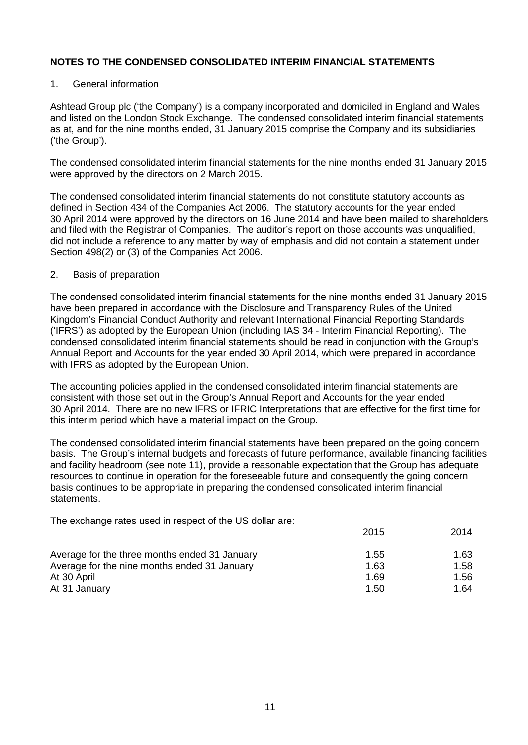## NOTES TO THE CONDENSED CONSOLIDATED INTERIM FINANCIAL STATEMENTS

1. General information

Ashtead Group plc ('the Company') is a company incorporated and domiciled in England and Wales and listed on the London Stock Exchange. The condensed consolidated interim financial statements as at, and for the nine months ended, 31 January 2015 comprise the Company and its subsidiaries ('the Group').

The condensed consolidated interim financial statements for the nine months ended 31 January 2015 were approved by the directors on 2 March 2015.

The condensed consolidated interim financial statements do not constitute statutory accounts as defined in Section 434 of the Companies Act 2006. The statutory accounts for the year ended 30 April 2014 were approved by the directors on 16 June 2014 and have been mailed to shareholders and filed with the Registrar of Companies. The auditor's report on those accounts was unqualified, did not include a reference to any matter by way of emphasis and did not contain a statement under Section 498(2) or (3) of the Companies Act 2006.

2. Basis of preparation

The condensed consolidated interim financial statements for the nine months ended 31 January 2015 have been prepared in accordance with the Disclosure and Transparency Rules of the United Kingdom's Financial Conduct Authority and relevant International Financial Reporting Standards ('IFRS') as adopted by the European Union (including IAS 34 - Interim Financial Reporting). The condensed consolidated interim financial statements should be read in conjunction with the Group's Annual Report and Accounts for the year ended 30 April 2014, which were prepared in accordance with IFRS as adopted by the European Union.

The accounting policies applied in the condensed consolidated interim financial statements are consistent with those set out in the Group's Annual Report and Accounts for the year ended 30 April 2014. There are no new IFRS or IFRIC Interpretations that are effective for the first time for this interim period which have a material impact on the Group.

The condensed consolidated interim financial statements have been prepared on the going concern basis. The Group's internal budgets and forecasts of future performance, available financing facilities and facility headroom (see note 11), provide a reasonable expectation that the Group has adequate resources to continue in operation for the foreseeable future and consequently the going concern basis continues to be appropriate in preparing the condensed consolidated interim financial statements.

The exchange rates used in respect of the US dollar are:

| | 2015 | 2014 |
|---|---|---|
| Average for the three months ended 31 January | 1.55 | 1.63 |
| Average for the nine months ended 31 January | 1.63 | 1.58 |
| At 30 April | 1.69 | 1.56 |
| At 31 January | 1.50 | 1.64 |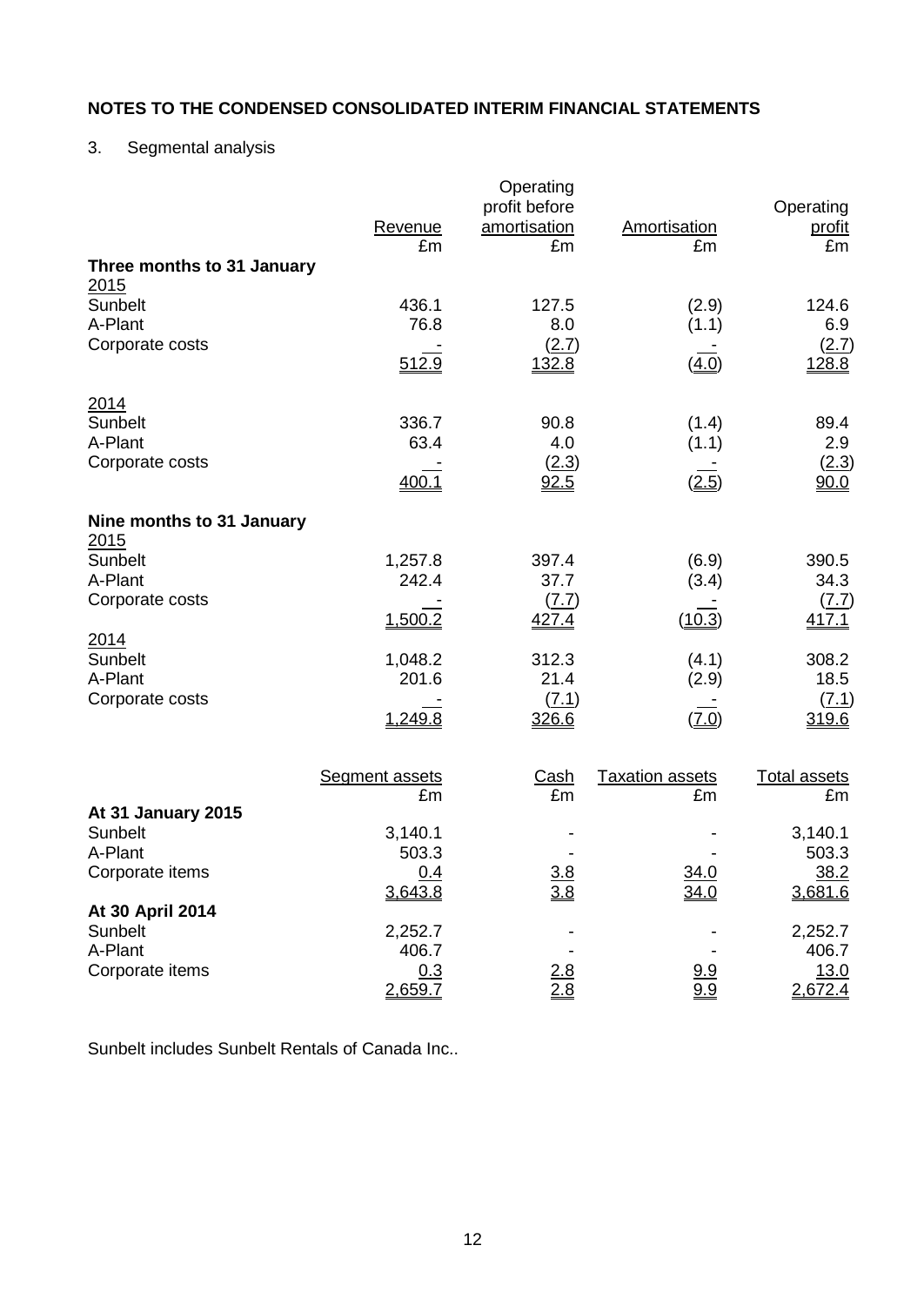## NOTES TO THE CONDENSED CONSOLIDATED INTERIM FINANCIAL STATEMENTS

3. Segmental analysis

| | Revenue £m | Operating profit before amortisation £m | Amortisation £m | Operating profit £m |
|---|---|---|---|---|
| **Three months to 31 January** | | | | |
| 2015 | | | | |
| Sunbelt | 436.1 | 127.5 | (2.9) | 124.6 |
| A-Plant | 76.8 | 8.0 | (1.1) | 6.9 |
| Corporate costs | - | (2.7) | - | (2.7) |
| | 512.9 | 132.8 | (4.0) | 128.8 |
| 2014 | | | | |
| Sunbelt | 336.7 | 90.8 | (1.4) | 89.4 |
| A-Plant | 63.4 | 4.0 | (1.1) | 2.9 |
| Corporate costs | - | (2.3) | - | (2.3) |
| | 400.1 | 92.5 | (2.5) | 90.0 |
| **Nine months to 31 January** | | | | |
| 2015 | | | | |
| Sunbelt | 1,257.8 | 397.4 | (6.9) | 390.5 |
| A-Plant | 242.4 | 37.7 | (3.4) | 34.3 |
| Corporate costs | - | (7.7) | - | (7.7) |
| | 1,500.2 | 427.4 | (10.3) | 417.1 |
| 2014 | | | | |
| Sunbelt | 1,048.2 | 312.3 | (4.1) | 308.2 |
| A-Plant | 201.6 | 21.4 | (2.9) | 18.5 |
| Corporate costs | - | (7.1) | - | (7.1) |
| | 1,249.8 | 326.6 | (7.0) | 319.6 |

| | Segment assets £m | Cash £m | Taxation assets £m | Total assets £m |
|---|---|---|---|---|
| **At 31 January 2015** | | | | |
| Sunbelt | 3,140.1 | - | - | 3,140.1 |
| A-Plant | 503.3 | - | - | 503.3 |
| Corporate items | 0.4 | 3.8 | 34.0 | 38.2 |
| | 3,643.8 | 3.8 | 34.0 | 3,681.6 |
| **At 30 April 2014** | | | | |
| Sunbelt | 2,252.7 | - | - | 2,252.7 |
| A-Plant | 406.7 | - | - | 406.7 |
| Corporate items | 0.3 | 2.8 | 9.9 | 13.0 |
| | 2,659.7 | 2.8 | 9.9 | 2,672.4 |

Sunbelt includes Sunbelt Rentals of Canada Inc..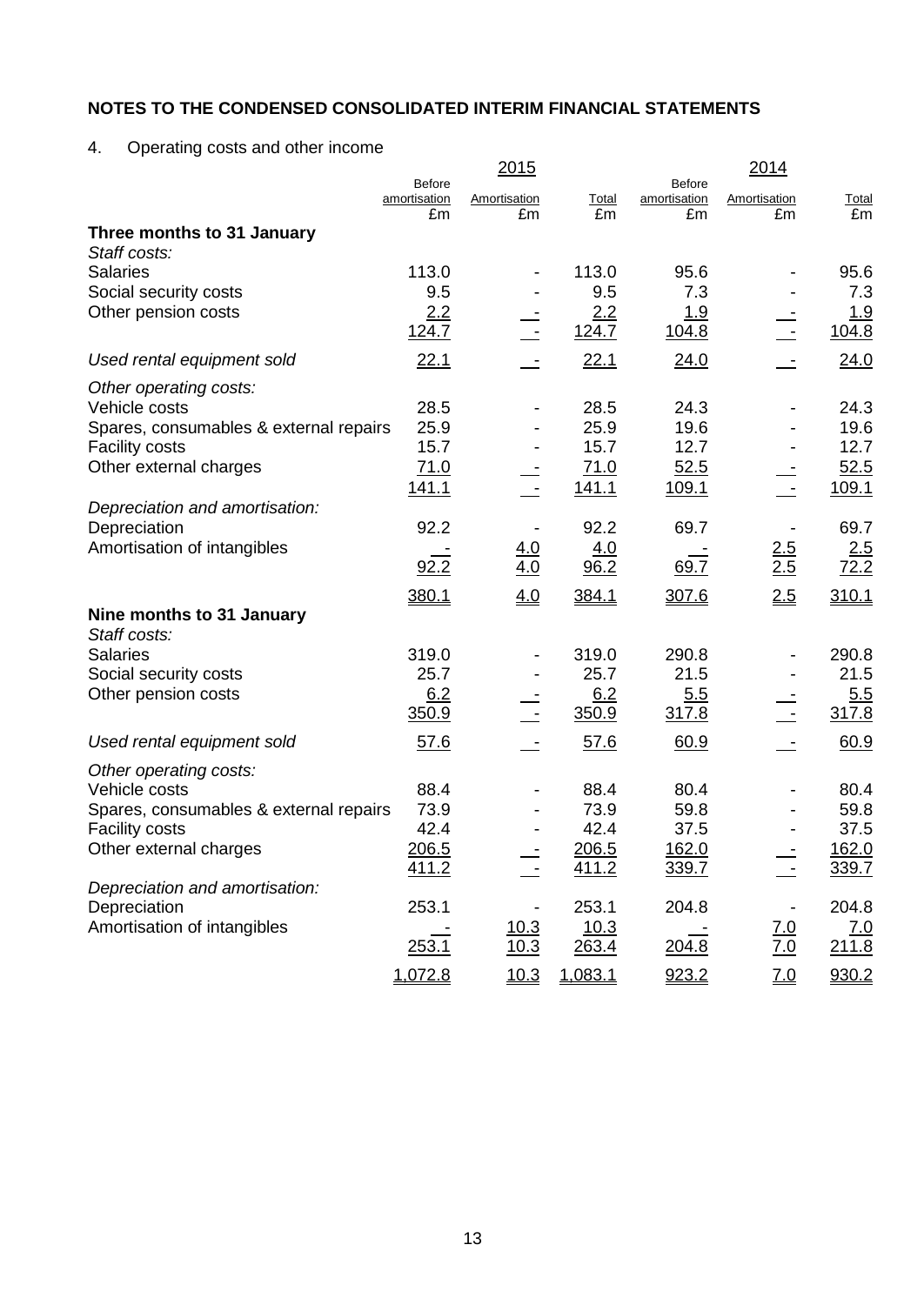## NOTES TO THE CONDENSED CONSOLIDATED INTERIM FINANCIAL STATEMENTS

4. Operating costs and other income

| | 2015 | | | 2014 | | |
|---|---|---|---|---|---|---|
| | Before amortisation £m | Amortisation £m | Total £m | Before amortisation £m | Amortisation £m | Total £m |
| **Three months to 31 January** | | | | | | |
| *Staff costs:* | | | | | | |
| Salaries | 113.0 | - | 113.0 | 95.6 | - | 95.6 |
| Social security costs | 9.5 | - | 9.5 | 7.3 | - | 7.3 |
| Other pension costs | 2.2 | - | 2.2 | 1.9 | - | 1.9 |
| | 124.7 | - | 124.7 | 104.8 | - | 104.8 |
| *Used rental equipment sold* | 22.1 | - | 22.1 | 24.0 | - | 24.0 |
| *Other operating costs:* | | | | | | |
| Vehicle costs | 28.5 | - | 28.5 | 24.3 | - | 24.3 |
| Spares, consumables & external repairs | 25.9 | - | 25.9 | 19.6 | - | 19.6 |
| Facility costs | 15.7 | - | 15.7 | 12.7 | - | 12.7 |
| Other external charges | 71.0 | - | 71.0 | 52.5 | - | 52.5 |
| | 141.1 | - | 141.1 | 109.1 | - | 109.1 |
| *Depreciation and amortisation:* | | | | | | |
| Depreciation | 92.2 | - | 92.2 | 69.7 | - | 69.7 |
| Amortisation of intangibles | - | 4.0 | 4.0 | - | 2.5 | 2.5 |
| | 92.2 | 4.0 | 96.2 | 69.7 | 2.5 | 72.2 |
| | 380.1 | 4.0 | 384.1 | 307.6 | 2.5 | 310.1 |
| **Nine months to 31 January** | | | | | | |
| *Staff costs:* | | | | | | |
| Salaries | 319.0 | - | 319.0 | 290.8 | - | 290.8 |
| Social security costs | 25.7 | - | 25.7 | 21.5 | - | 21.5 |
| Other pension costs | 6.2 | - | 6.2 | 5.5 | - | 5.5 |
| | 350.9 | - | 350.9 | 317.8 | - | 317.8 |
| *Used rental equipment sold* | 57.6 | - | 57.6 | 60.9 | - | 60.9 |
| *Other operating costs:* | | | | | | |
| Vehicle costs | 88.4 | - | 88.4 | 80.4 | - | 80.4 |
| Spares, consumables & external repairs | 73.9 | - | 73.9 | 59.8 | - | 59.8 |
| Facility costs | 42.4 | - | 42.4 | 37.5 | - | 37.5 |
| Other external charges | 206.5 | - | 206.5 | 162.0 | - | 162.0 |
| | 411.2 | - | 411.2 | 339.7 | - | 339.7 |
| *Depreciation and amortisation:* | | | | | | |
| Depreciation | 253.1 | - | 253.1 | 204.8 | - | 204.8 |
| Amortisation of intangibles | - | 10.3 | 10.3 | - | 7.0 | 7.0 |
| | 253.1 | 10.3 | 263.4 | 204.8 | 7.0 | 211.8 |
| | 1,072.8 | 10.3 | 1,083.1 | 923.2 | 7.0 | 930.2 |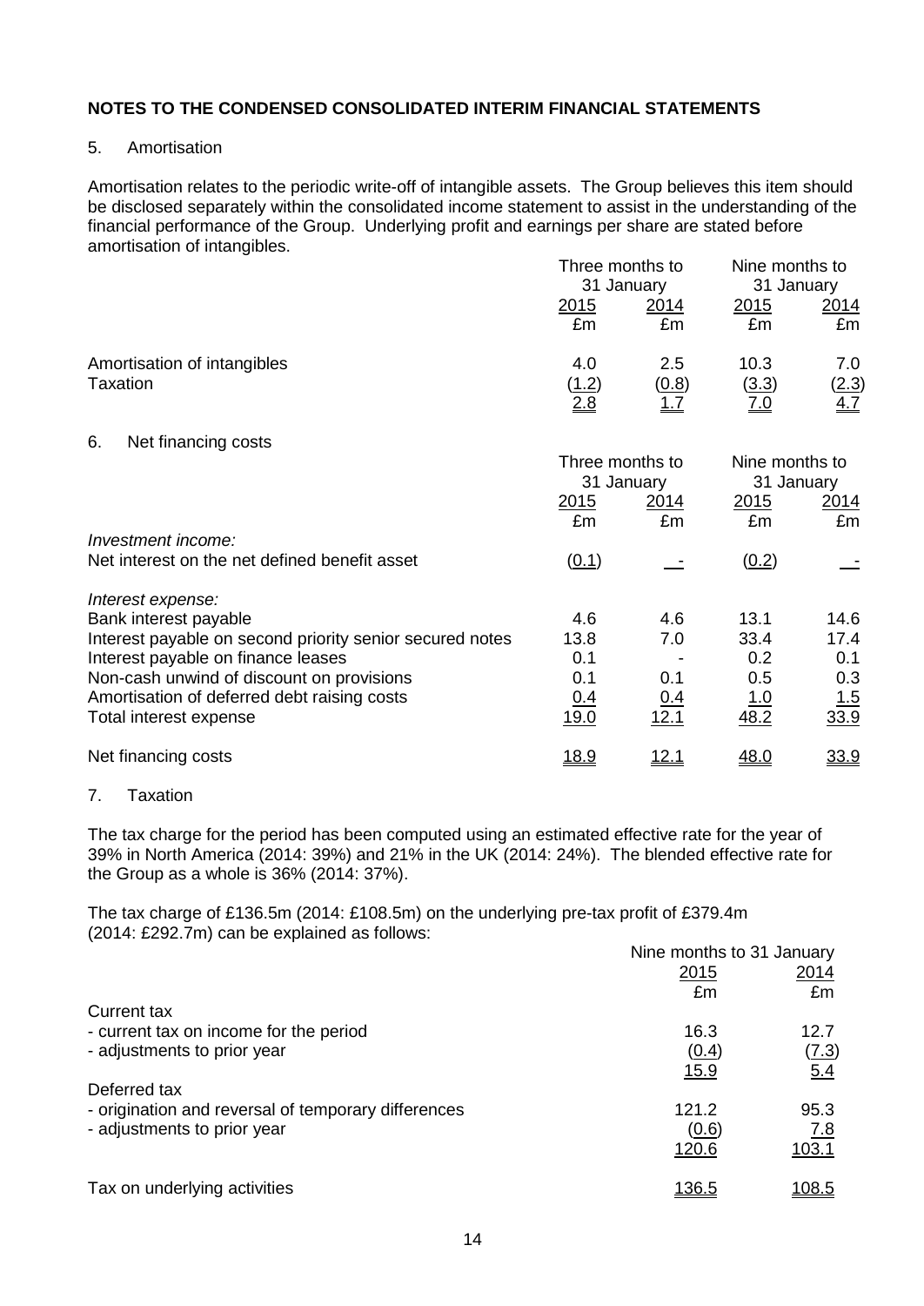## NOTES TO THE CONDENSED CONSOLIDATED INTERIM FINANCIAL STATEMENTS

### 5. Amortisation

Amortisation relates to the periodic write-off of intangible assets. The Group believes this item should be disclosed separately within the consolidated income statement to assist in the understanding of the financial performance of the Group. Underlying profit and earnings per share are stated before amortisation of intangibles.

| | Three months to 31 January | | Nine months to 31 January | |
|---|---|---|---|---|
| | 2015 | 2014 | 2015 | 2014 |
| | £m | £m | £m | £m |
| Amortisation of intangibles | 4.0 | 2.5 | 10.3 | 7.0 |
| Taxation | (1.2) | (0.8) | (3.3) | (2.3) |
| | 2.8 | 1.7 | 7.0 | 4.7 |

### 6. Net financing costs

| | Three months to 31 January | | Nine months to 31 January | |
|---|---|---|---|---|
| | 2015 | 2014 | 2015 | 2014 |
| | £m | £m | £m | £m |
| *Investment income:* | | | | |
| Net interest on the net defined benefit asset | (0.1) | - | (0.2) | - |
| *Interest expense:* | | | | |
| Bank interest payable | 4.6 | 4.6 | 13.1 | 14.6 |
| Interest payable on second priority senior secured notes | 13.8 | 7.0 | 33.4 | 17.4 |
| Interest payable on finance leases | 0.1 | - | 0.2 | 0.1 |
| Non-cash unwind of discount on provisions | 0.1 | 0.1 | 0.5 | 0.3 |
| Amortisation of deferred debt raising costs | 0.4 | 0.4 | 1.0 | 1.5 |
| Total interest expense | 19.0 | 12.1 | 48.2 | 33.9 |
| Net financing costs | 18.9 | 12.1 | 48.0 | 33.9 |

### 7. Taxation

The tax charge for the period has been computed using an estimated effective rate for the year of 39% in North America (2014: 39%) and 21% in the UK (2014: 24%). The blended effective rate for the Group as a whole is 36% (2014: 37%).

The tax charge of £136.5m (2014: £108.5m) on the underlying pre-tax profit of £379.4m (2014: £292.7m) can be explained as follows:

| | Nine months to 31 January | |
|---|---|---|
| | 2015 | 2014 |
| | £m | £m |
| Current tax | | |
| - current tax on income for the period | 16.3 | 12.7 |
| - adjustments to prior year | (0.4) | (7.3) |
| | 15.9 | 5.4 |
| Deferred tax | | |
| - origination and reversal of temporary differences | 121.2 | 95.3 |
| - adjustments to prior year | (0.6) | 7.8 |
| | 120.6 | 103.1 |
| Tax on underlying activities | 136.5 | 108.5 |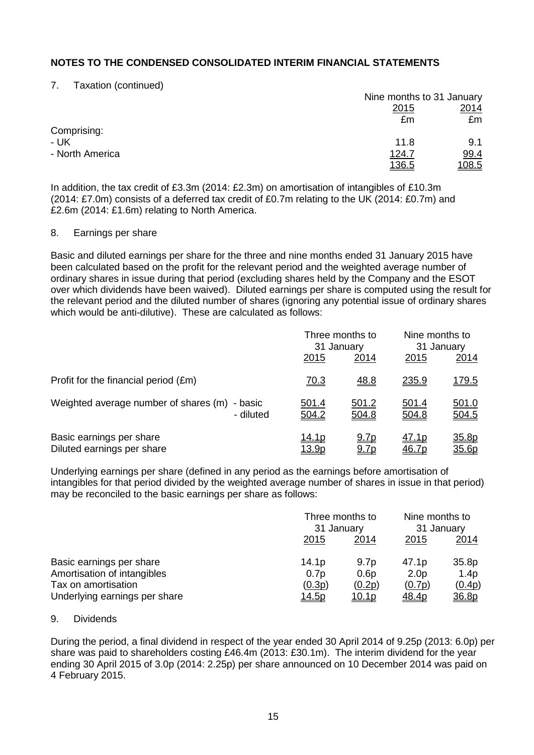## NOTES TO THE CONDENSED CONSOLIDATED INTERIM FINANCIAL STATEMENTS

7. Taxation (continued)

| | Nine months to 31 January | |
|---|---|---|
| | 2015 | 2014 |
| | £m | £m |
| Comprising: | | |
| - UK | 11.8 | 9.1 |
| - North America | 124.7 | 99.4 |
| | 136.5 | 108.5 |

In addition, the tax credit of £3.3m (2014: £2.3m) on amortisation of intangibles of £10.3m (2014: £7.0m) consists of a deferred tax credit of £0.7m relating to the UK (2014: £0.7m) and £2.6m (2014: £1.6m) relating to North America.

8. Earnings per share

Basic and diluted earnings per share for the three and nine months ended 31 January 2015 have been calculated based on the profit for the relevant period and the weighted average number of ordinary shares in issue during that period (excluding shares held by the Company and the ESOT over which dividends have been waived). Diluted earnings per share is computed using the result for the relevant period and the diluted number of shares (ignoring any potential issue of ordinary shares which would be anti-dilutive). These are calculated as follows:

| | Three months to 31 January | | Nine months to 31 January | |
|---|---|---|---|---|
| | 2015 | 2014 | 2015 | 2014 |
| Profit for the financial period (£m) | 70.3 | 48.8 | 235.9 | 179.5 |
| Weighted average number of shares (m) - basic | 501.4 | 501.2 | 501.4 | 501.0 |
| - diluted | 504.2 | 504.8 | 504.8 | 504.5 |
| Basic earnings per share | 14.1p | 9.7p | 47.1p | 35.8p |
| Diluted earnings per share | 13.9p | 9.7p | 46.7p | 35.6p |

Underlying earnings per share (defined in any period as the earnings before amortisation of intangibles for that period divided by the weighted average number of shares in issue in that period) may be reconciled to the basic earnings per share as follows:

| | Three months to 31 January | | Nine months to 31 January | |
|---|---|---|---|---|
| | 2015 | 2014 | 2015 | 2014 |
| Basic earnings per share | 14.1p | 9.7p | 47.1p | 35.8p |
| Amortisation of intangibles | 0.7p | 0.6p | 2.0p | 1.4p |
| Tax on amortisation | (0.3p) | (0.2p) | (0.7p) | (0.4p) |
| Underlying earnings per share | 14.5p | 10.1p | 48.4p | 36.8p |

9. Dividends

During the period, a final dividend in respect of the year ended 30 April 2014 of 9.25p (2013: 6.0p) per share was paid to shareholders costing £46.4m (2013: £30.1m). The interim dividend for the year ending 30 April 2015 of 3.0p (2014: 2.25p) per share announced on 10 December 2014 was paid on 4 February 2015.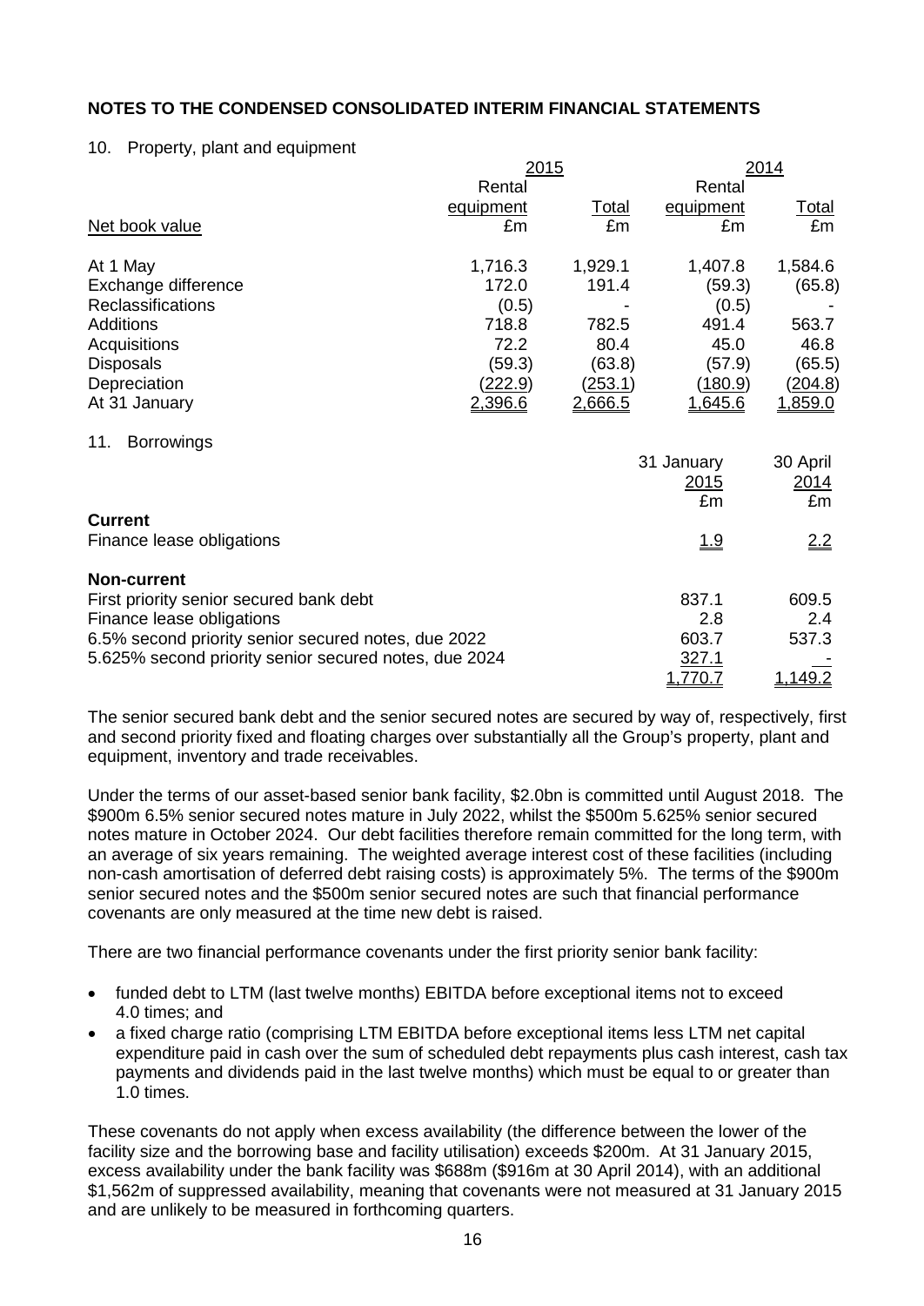## NOTES TO THE CONDENSED CONSOLIDATED INTERIM FINANCIAL STATEMENTS

10. Property, plant and equipment

| | 2015 | | 2014 | |
|---|---|---|---|---|
| | Rental equipment | Total | Rental equipment | Total |
| Net book value | £m | £m | £m | £m |
| At 1 May | 1,716.3 | 1,929.1 | 1,407.8 | 1,584.6 |
| Exchange difference | 172.0 | 191.4 | (59.3) | (65.8) |
| Reclassifications | (0.5) | - | (0.5) | - |
| Additions | 718.8 | 782.5 | 491.4 | 563.7 |
| Acquisitions | 72.2 | 80.4 | 45.0 | 46.8 |
| Disposals | (59.3) | (63.8) | (57.9) | (65.5) |
| Depreciation | (222.9) | (253.1) | (180.9) | (204.8) |
| At 31 January | 2,396.6 | 2,666.5 | 1,645.6 | 1,859.0 |

11. Borrowings

| | 31 January 2015 | 30 April 2014 |
|---|---|---|
| | £m | £m |
| **Current** | | |
| Finance lease obligations | 1.9 | 2.2 |
| **Non-current** | | |
| First priority senior secured bank debt | 837.1 | 609.5 |
| Finance lease obligations | 2.8 | 2.4 |
| 6.5% second priority senior secured notes, due 2022 | 603.7 | 537.3 |
| 5.625% second priority senior secured notes, due 2024 | 327.1 | - |
| | 1,770.7 | 1,149.2 |

The senior secured bank debt and the senior secured notes are secured by way of, respectively, first and second priority fixed and floating charges over substantially all the Group's property, plant and equipment, inventory and trade receivables.

Under the terms of our asset-based senior bank facility, $2.0bn is committed until August 2018. The $900m 6.5% senior secured notes mature in July 2022, whilst the $500m 5.625% senior secured notes mature in October 2024. Our debt facilities therefore remain committed for the long term, with an average of six years remaining. The weighted average interest cost of these facilities (including non-cash amortisation of deferred debt raising costs) is approximately 5%. The terms of the $900m senior secured notes and the $500m senior secured notes are such that financial performance covenants are only measured at the time new debt is raised.

There are two financial performance covenants under the first priority senior bank facility:

- funded debt to LTM (last twelve months) EBITDA before exceptional items not to exceed 4.0 times; and
- a fixed charge ratio (comprising LTM EBITDA before exceptional items less LTM net capital expenditure paid in cash over the sum of scheduled debt repayments plus cash interest, cash tax payments and dividends paid in the last twelve months) which must be equal to or greater than 1.0 times.

These covenants do not apply when excess availability (the difference between the lower of the facility size and the borrowing base and facility utilisation) exceeds $200m. At 31 January 2015, excess availability under the bank facility was $688m ($916m at 30 April 2014), with an additional $1,562m of suppressed availability, meaning that covenants were not measured at 31 January 2015 and are unlikely to be measured in forthcoming quarters.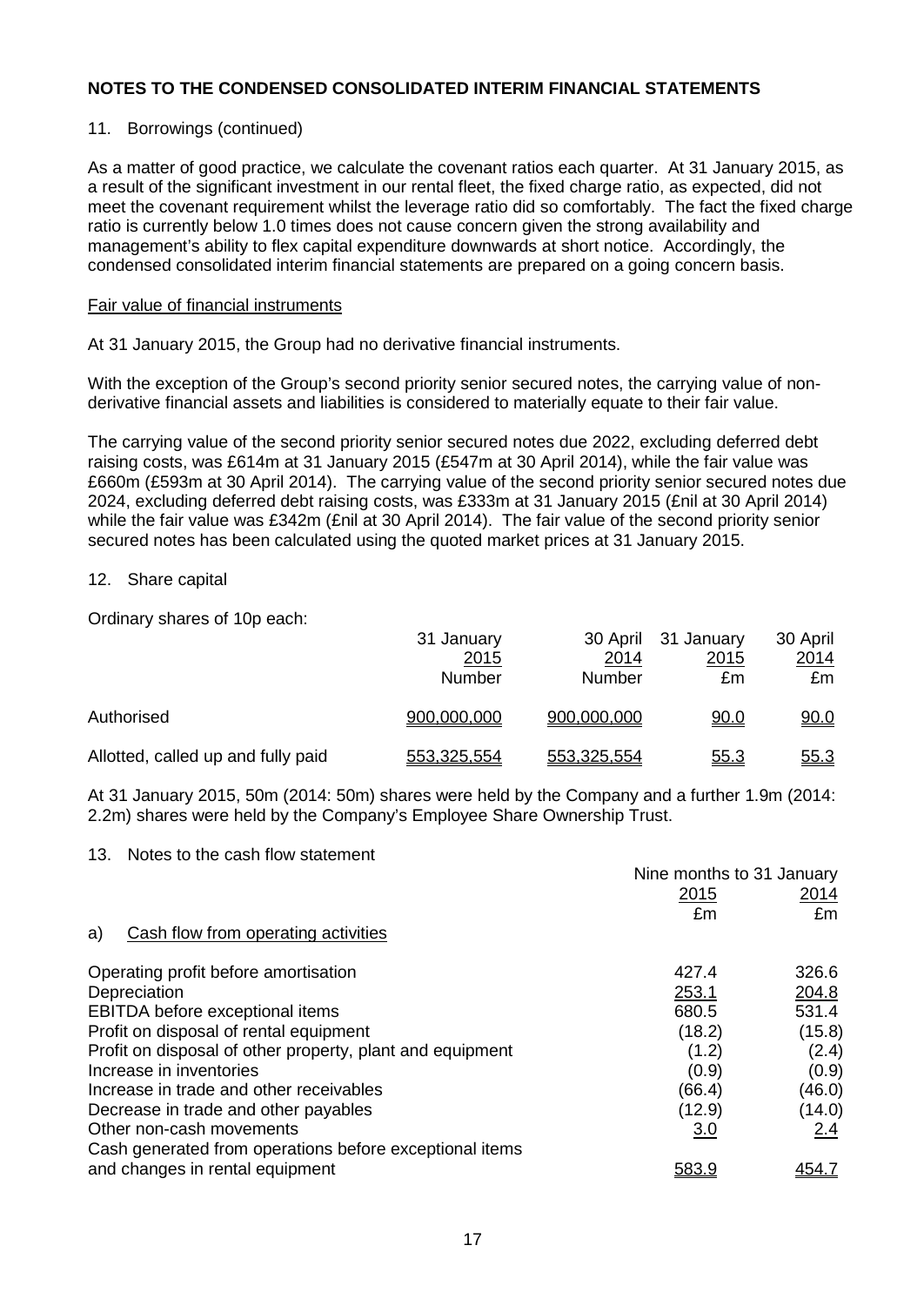## NOTES TO THE CONDENSED CONSOLIDATED INTERIM FINANCIAL STATEMENTS

11. Borrowings (continued)

As a matter of good practice, we calculate the covenant ratios each quarter. At 31 January 2015, as a result of the significant investment in our rental fleet, the fixed charge ratio, as expected, did not meet the covenant requirement whilst the leverage ratio did so comfortably. The fact the fixed charge ratio is currently below 1.0 times does not cause concern given the strong availability and management's ability to flex capital expenditure downwards at short notice. Accordingly, the condensed consolidated interim financial statements are prepared on a going concern basis.

Fair value of financial instruments

At 31 January 2015, the Group had no derivative financial instruments.

With the exception of the Group's second priority senior secured notes, the carrying value of non-derivative financial assets and liabilities is considered to materially equate to their fair value.

The carrying value of the second priority senior secured notes due 2022, excluding deferred debt raising costs, was £614m at 31 January 2015 (£547m at 30 April 2014), while the fair value was £660m (£593m at 30 April 2014). The carrying value of the second priority senior secured notes due 2024, excluding deferred debt raising costs, was £333m at 31 January 2015 (£nil at 30 April 2014) while the fair value was £342m (£nil at 30 April 2014). The fair value of the second priority senior secured notes has been calculated using the quoted market prices at 31 January 2015.

12. Share capital

Ordinary shares of 10p each:

| | 31 January 2015 Number | 30 April 2014 Number | 31 January 2015 £m | 30 April 2014 £m |
|---|---|---|---|---|
| Authorised | 900,000,000 | 900,000,000 | 90.0 | 90.0 |
| Allotted, called up and fully paid | 553,325,554 | 553,325,554 | 55.3 | 55.3 |

At 31 January 2015, 50m (2014: 50m) shares were held by the Company and a further 1.9m (2014: 2.2m) shares were held by the Company's Employee Share Ownership Trust.

13. Notes to the cash flow statement

| | Nine months to 31 January | |
|---|---|---|
| | 2015 £m | 2014 £m |
| a) Cash flow from operating activities | | |
| Operating profit before amortisation | 427.4 | 326.6 |
| Depreciation | 253.1 | 204.8 |
| EBITDA before exceptional items | 680.5 | 531.4 |
| Profit on disposal of rental equipment | (18.2) | (15.8) |
| Profit on disposal of other property, plant and equipment | (1.2) | (2.4) |
| Increase in inventories | (0.9) | (0.9) |
| Increase in trade and other receivables | (66.4) | (46.0) |
| Decrease in trade and other payables | (12.9) | (14.0) |
| Other non-cash movements | 3.0 | 2.4 |
| Cash generated from operations before exceptional items and changes in rental equipment | 583.9 | 454.7 |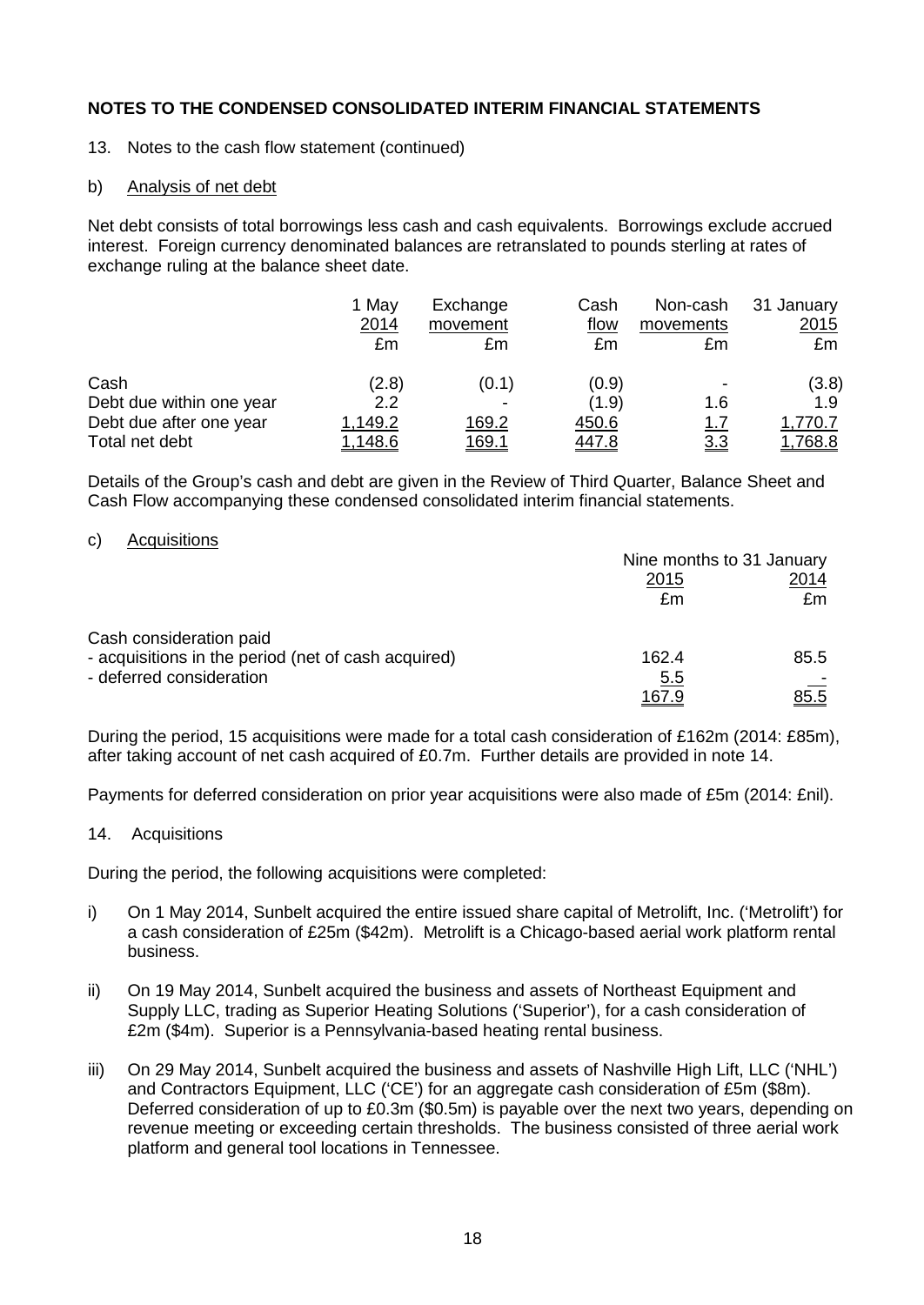**NOTES TO THE CONDENSED CONSOLIDATED INTERIM FINANCIAL STATEMENTS**

13. Notes to the cash flow statement (continued)

b) Analysis of net debt

Net debt consists of total borrowings less cash and cash equivalents. Borrowings exclude accrued interest. Foreign currency denominated balances are retranslated to pounds sterling at rates of exchange ruling at the balance sheet date.

| | 1 May 2014 | Exchange movement | Cash flow | Non-cash movements | 31 January 2015 |
|---|---|---|---|---|---|
| | £m | £m | £m | £m | £m |
| Cash | (2.8) | (0.1) | (0.9) | - | (3.8) |
| Debt due within one year | 2.2 | - | (1.9) | 1.6 | 1.9 |
| Debt due after one year | 1,149.2 | 169.2 | 450.6 | 1.7 | 1,770.7 |
| Total net debt | 1,148.6 | 169.1 | 447.8 | 3.3 | 1,768.8 |

Details of the Group's cash and debt are given in the Review of Third Quarter, Balance Sheet and Cash Flow accompanying these condensed consolidated interim financial statements.

c) Acquisitions

| | Nine months to 31 January | |
|---|---|---|
| | 2015 | 2014 |
| | £m | £m |
| Cash consideration paid | | |
| - acquisitions in the period (net of cash acquired) | 162.4 | 85.5 |
| - deferred consideration | 5.5 | - |
| | 167.9 | 85.5 |

During the period, 15 acquisitions were made for a total cash consideration of £162m (2014: £85m), after taking account of net cash acquired of £0.7m. Further details are provided in note 14.

Payments for deferred consideration on prior year acquisitions were also made of £5m (2014: £nil).

14. Acquisitions

During the period, the following acquisitions were completed:

i) On 1 May 2014, Sunbelt acquired the entire issued share capital of Metrolift, Inc. ('Metrolift') for a cash consideration of £25m ($42m). Metrolift is a Chicago-based aerial work platform rental business.

ii) On 19 May 2014, Sunbelt acquired the business and assets of Northeast Equipment and Supply LLC, trading as Superior Heating Solutions ('Superior'), for a cash consideration of £2m ($4m). Superior is a Pennsylvania-based heating rental business.

iii) On 29 May 2014, Sunbelt acquired the business and assets of Nashville High Lift, LLC ('NHL') and Contractors Equipment, LLC ('CE') for an aggregate cash consideration of £5m ($8m). Deferred consideration of up to £0.3m ($0.5m) is payable over the next two years, depending on revenue meeting or exceeding certain thresholds. The business consisted of three aerial work platform and general tool locations in Tennessee.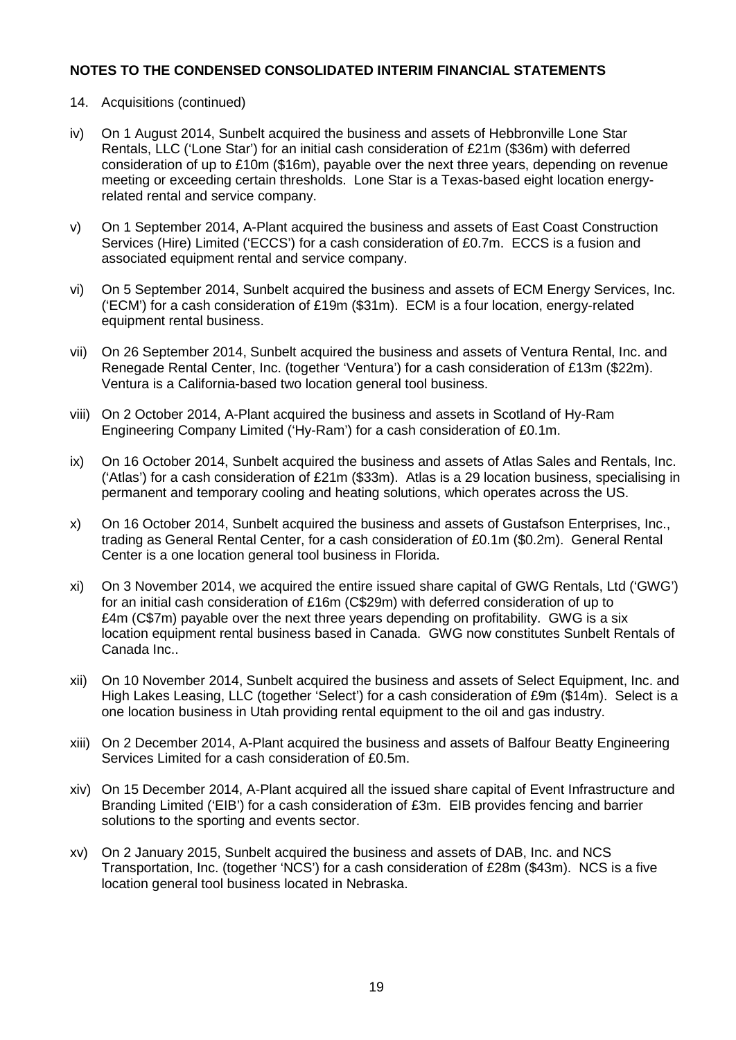## NOTES TO THE CONDENSED CONSOLIDATED INTERIM FINANCIAL STATEMENTS

14. Acquisitions (continued)

iv) On 1 August 2014, Sunbelt acquired the business and assets of Hebbronville Lone Star Rentals, LLC ('Lone Star') for an initial cash consideration of £21m ($36m) with deferred consideration of up to £10m ($16m), payable over the next three years, depending on revenue meeting or exceeding certain thresholds. Lone Star is a Texas-based eight location energy-related rental and service company.

v) On 1 September 2014, A-Plant acquired the business and assets of East Coast Construction Services (Hire) Limited ('ECCS') for a cash consideration of £0.7m. ECCS is a fusion and associated equipment rental and service company.

vi) On 5 September 2014, Sunbelt acquired the business and assets of ECM Energy Services, Inc. ('ECM') for a cash consideration of £19m ($31m). ECM is a four location, energy-related equipment rental business.

vii) On 26 September 2014, Sunbelt acquired the business and assets of Ventura Rental, Inc. and Renegade Rental Center, Inc. (together 'Ventura') for a cash consideration of £13m ($22m). Ventura is a California-based two location general tool business.

viii) On 2 October 2014, A-Plant acquired the business and assets in Scotland of Hy-Ram Engineering Company Limited ('Hy-Ram') for a cash consideration of £0.1m.

ix) On 16 October 2014, Sunbelt acquired the business and assets of Atlas Sales and Rentals, Inc. ('Atlas') for a cash consideration of £21m ($33m). Atlas is a 29 location business, specialising in permanent and temporary cooling and heating solutions, which operates across the US.

x) On 16 October 2014, Sunbelt acquired the business and assets of Gustafson Enterprises, Inc., trading as General Rental Center, for a cash consideration of £0.1m ($0.2m). General Rental Center is a one location general tool business in Florida.

xi) On 3 November 2014, we acquired the entire issued share capital of GWG Rentals, Ltd ('GWG') for an initial cash consideration of £16m (C$29m) with deferred consideration of up to £4m (C$7m) payable over the next three years depending on profitability. GWG is a six location equipment rental business based in Canada. GWG now constitutes Sunbelt Rentals of Canada Inc..

xii) On 10 November 2014, Sunbelt acquired the business and assets of Select Equipment, Inc. and High Lakes Leasing, LLC (together 'Select') for a cash consideration of £9m ($14m). Select is a one location business in Utah providing rental equipment to the oil and gas industry.

xiii) On 2 December 2014, A-Plant acquired the business and assets of Balfour Beatty Engineering Services Limited for a cash consideration of £0.5m.

xiv) On 15 December 2014, A-Plant acquired all the issued share capital of Event Infrastructure and Branding Limited ('EIB') for a cash consideration of £3m. EIB provides fencing and barrier solutions to the sporting and events sector.

xv) On 2 January 2015, Sunbelt acquired the business and assets of DAB, Inc. and NCS Transportation, Inc. (together 'NCS') for a cash consideration of £28m ($43m). NCS is a five location general tool business located in Nebraska.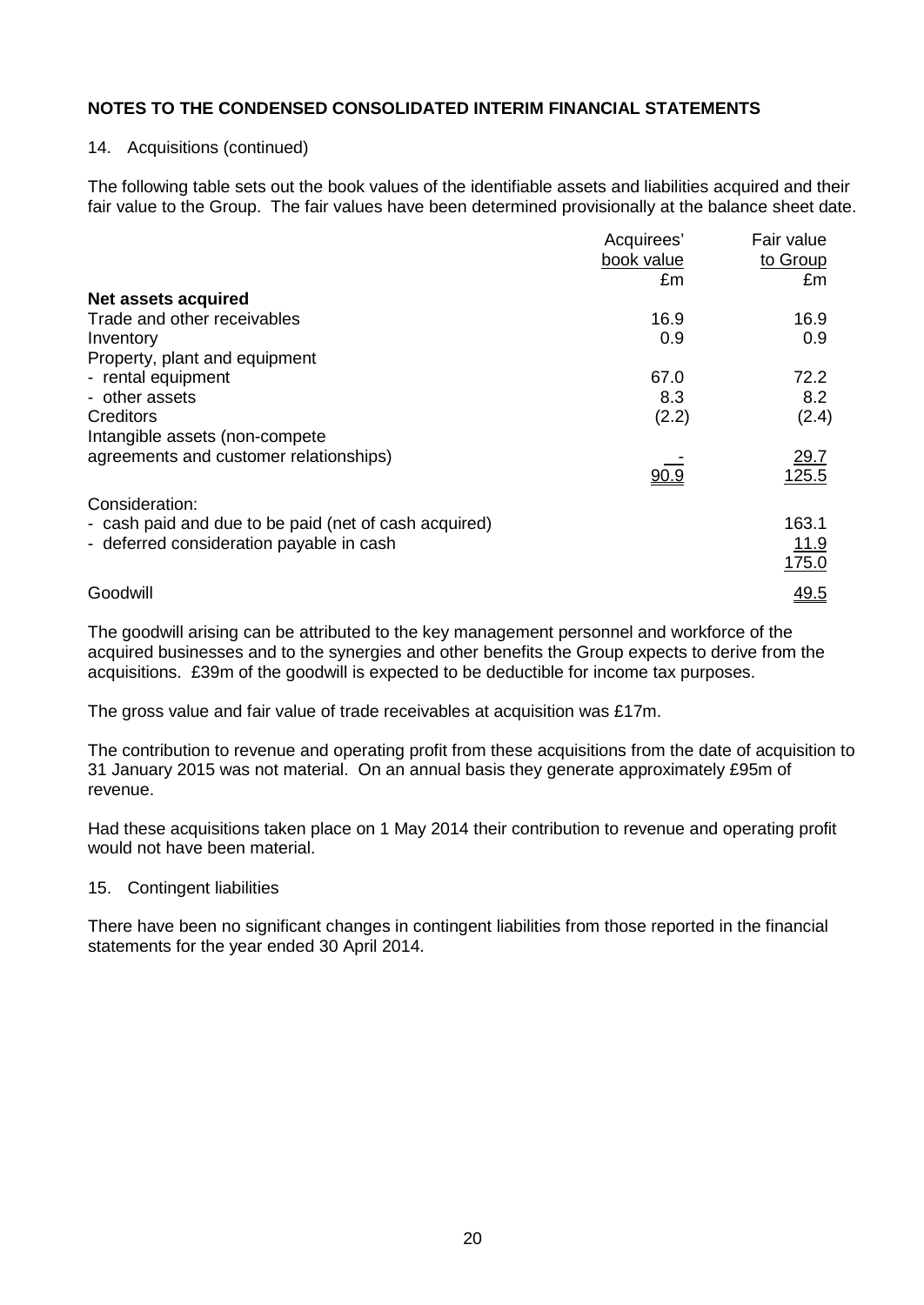## NOTES TO THE CONDENSED CONSOLIDATED INTERIM FINANCIAL STATEMENTS

14. Acquisitions (continued)

The following table sets out the book values of the identifiable assets and liabilities acquired and their fair value to the Group. The fair values have been determined provisionally at the balance sheet date.

| | Acquirees' book value | Fair value to Group |
|---|---|---|
| | £m | £m |
| **Net assets acquired** | | |
| Trade and other receivables | 16.9 | 16.9 |
| Inventory | 0.9 | 0.9 |
| Property, plant and equipment | | |
| - rental equipment | 67.0 | 72.2 |
| - other assets | 8.3 | 8.2 |
| Creditors | (2.2) | (2.4) |
| Intangible assets (non-compete agreements and customer relationships) | - | 29.7 |
| | 90.9 | 125.5 |
| Consideration: | | |
| - cash paid and due to be paid (net of cash acquired) | | 163.1 |
| - deferred consideration payable in cash | | 11.9 |
| | | 175.0 |
| Goodwill | | 49.5 |

The goodwill arising can be attributed to the key management personnel and workforce of the acquired businesses and to the synergies and other benefits the Group expects to derive from the acquisitions. £39m of the goodwill is expected to be deductible for income tax purposes.

The gross value and fair value of trade receivables at acquisition was £17m.

The contribution to revenue and operating profit from these acquisitions from the date of acquisition to 31 January 2015 was not material. On an annual basis they generate approximately £95m of revenue.

Had these acquisitions taken place on 1 May 2014 their contribution to revenue and operating profit would not have been material.

15. Contingent liabilities

There have been no significant changes in contingent liabilities from those reported in the financial statements for the year ended 30 April 2014.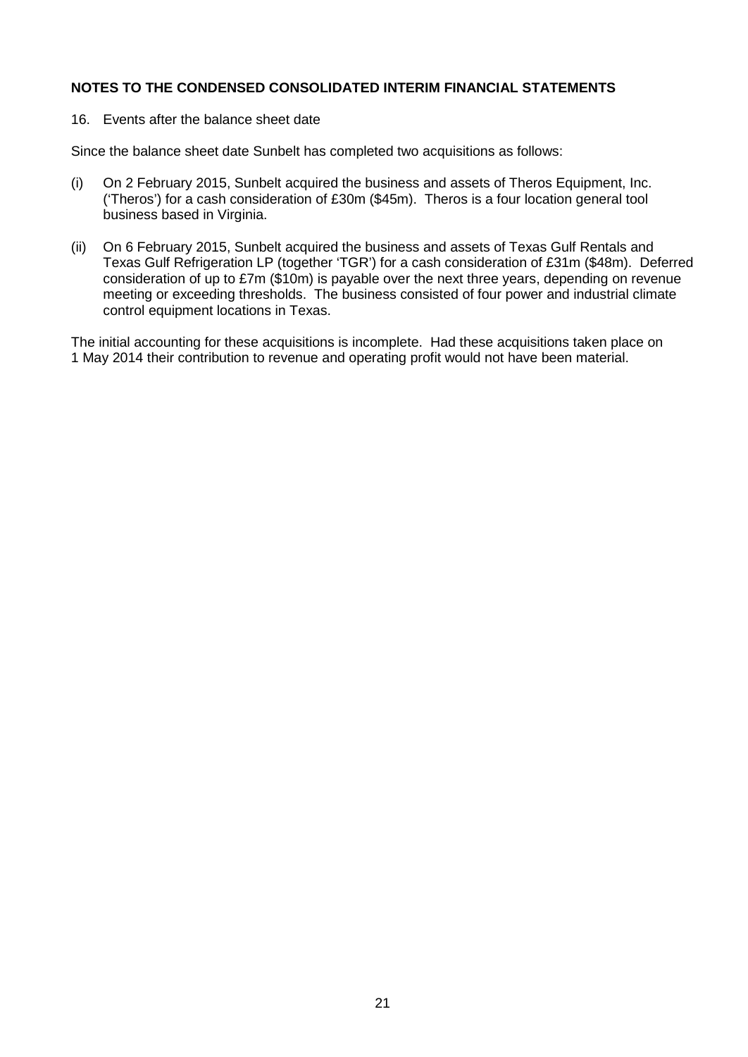## NOTES TO THE CONDENSED CONSOLIDATED INTERIM FINANCIAL STATEMENTS

16. Events after the balance sheet date

Since the balance sheet date Sunbelt has completed two acquisitions as follows:

(i) On 2 February 2015, Sunbelt acquired the business and assets of Theros Equipment, Inc. ('Theros') for a cash consideration of £30m ($45m). Theros is a four location general tool business based in Virginia.

(ii) On 6 February 2015, Sunbelt acquired the business and assets of Texas Gulf Rentals and Texas Gulf Refrigeration LP (together 'TGR') for a cash consideration of £31m ($48m). Deferred consideration of up to £7m ($10m) is payable over the next three years, depending on revenue meeting or exceeding thresholds. The business consisted of four power and industrial climate control equipment locations in Texas.

The initial accounting for these acquisitions is incomplete. Had these acquisitions taken place on 1 May 2014 their contribution to revenue and operating profit would not have been material.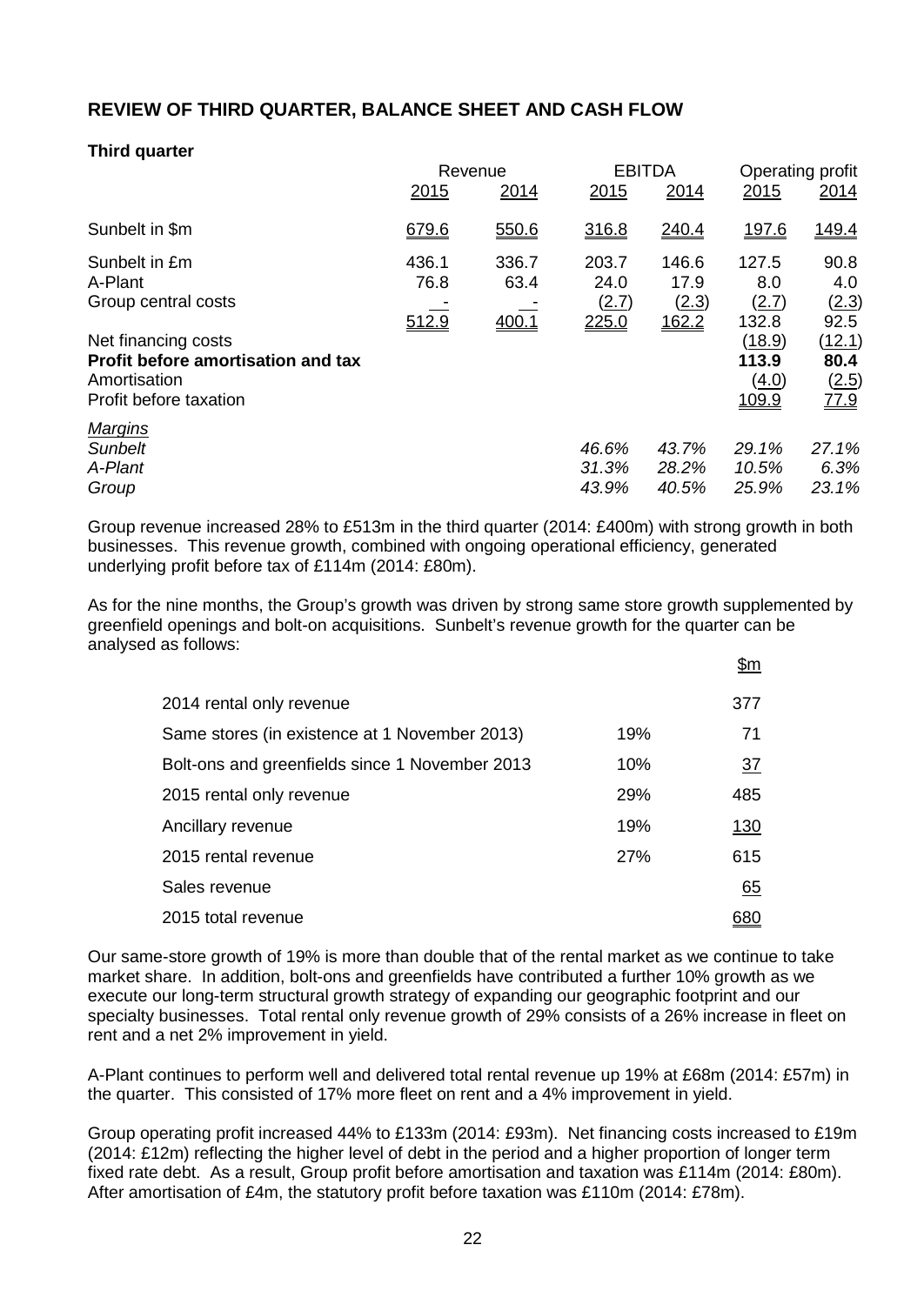## REVIEW OF THIRD QUARTER, BALANCE SHEET AND CASH FLOW

**Third quarter**

| | Revenue | | EBITDA | | Operating profit | |
|---|---|---|---|---|---|---|
| | 2015 | 2014 | 2015 | 2014 | 2015 | 2014 |
| Sunbelt in $m | 679.6 | 550.6 | 316.8 | 240.4 | 197.6 | 149.4 |
| Sunbelt in £m | 436.1 | 336.7 | 203.7 | 146.6 | 127.5 | 90.8 |
| A-Plant | 76.8 | 63.4 | 24.0 | 17.9 | 8.0 | 4.0 |
| Group central costs | - | - | (2.7) | (2.3) | (2.7) | (2.3) |
| | 512.9 | 400.1 | 225.0 | 162.2 | 132.8 | 92.5 |
| Net financing costs | | | | | (18.9) | (12.1) |
| **Profit before amortisation and tax** | | | | | **113.9** | **80.4** |
| Amortisation | | | | | (4.0) | (2.5) |
| Profit before taxation | | | | | 109.9 | 77.9 |
| *Margins* | | | | | | |
| *Sunbelt* | | | *46.6%* | *43.7%* | *29.1%* | *27.1%* |
| *A-Plant* | | | *31.3%* | *28.2%* | *10.5%* | *6.3%* |
| *Group* | | | *43.9%* | *40.5%* | *25.9%* | *23.1%* |

Group revenue increased 28% to £513m in the third quarter (2014: £400m) with strong growth in both businesses. This revenue growth, combined with ongoing operational efficiency, generated underlying profit before tax of £114m (2014: £80m).

As for the nine months, the Group's growth was driven by strong same store growth supplemented by greenfield openings and bolt-on acquisitions. Sunbelt's revenue growth for the quarter can be analysed as follows:

| | | $m |
|---|---|---|
| 2014 rental only revenue | | 377 |
| Same stores (in existence at 1 November 2013) | 19% | 71 |
| Bolt-ons and greenfields since 1 November 2013 | 10% | 37 |
| 2015 rental only revenue | 29% | 485 |
| Ancillary revenue | 19% | 130 |
| 2015 rental revenue | 27% | 615 |
| Sales revenue | | 65 |
| 2015 total revenue | | 680 |

Our same-store growth of 19% is more than double that of the rental market as we continue to take market share. In addition, bolt-ons and greenfields have contributed a further 10% growth as we execute our long-term structural growth strategy of expanding our geographic footprint and our specialty businesses. Total rental only revenue growth of 29% consists of a 26% increase in fleet on rent and a net 2% improvement in yield.

A-Plant continues to perform well and delivered total rental revenue up 19% at £68m (2014: £57m) in the quarter. This consisted of 17% more fleet on rent and a 4% improvement in yield.

Group operating profit increased 44% to £133m (2014: £93m). Net financing costs increased to £19m (2014: £12m) reflecting the higher level of debt in the period and a higher proportion of longer term fixed rate debt. As a result, Group profit before amortisation and taxation was £114m (2014: £80m). After amortisation of £4m, the statutory profit before taxation was £110m (2014: £78m).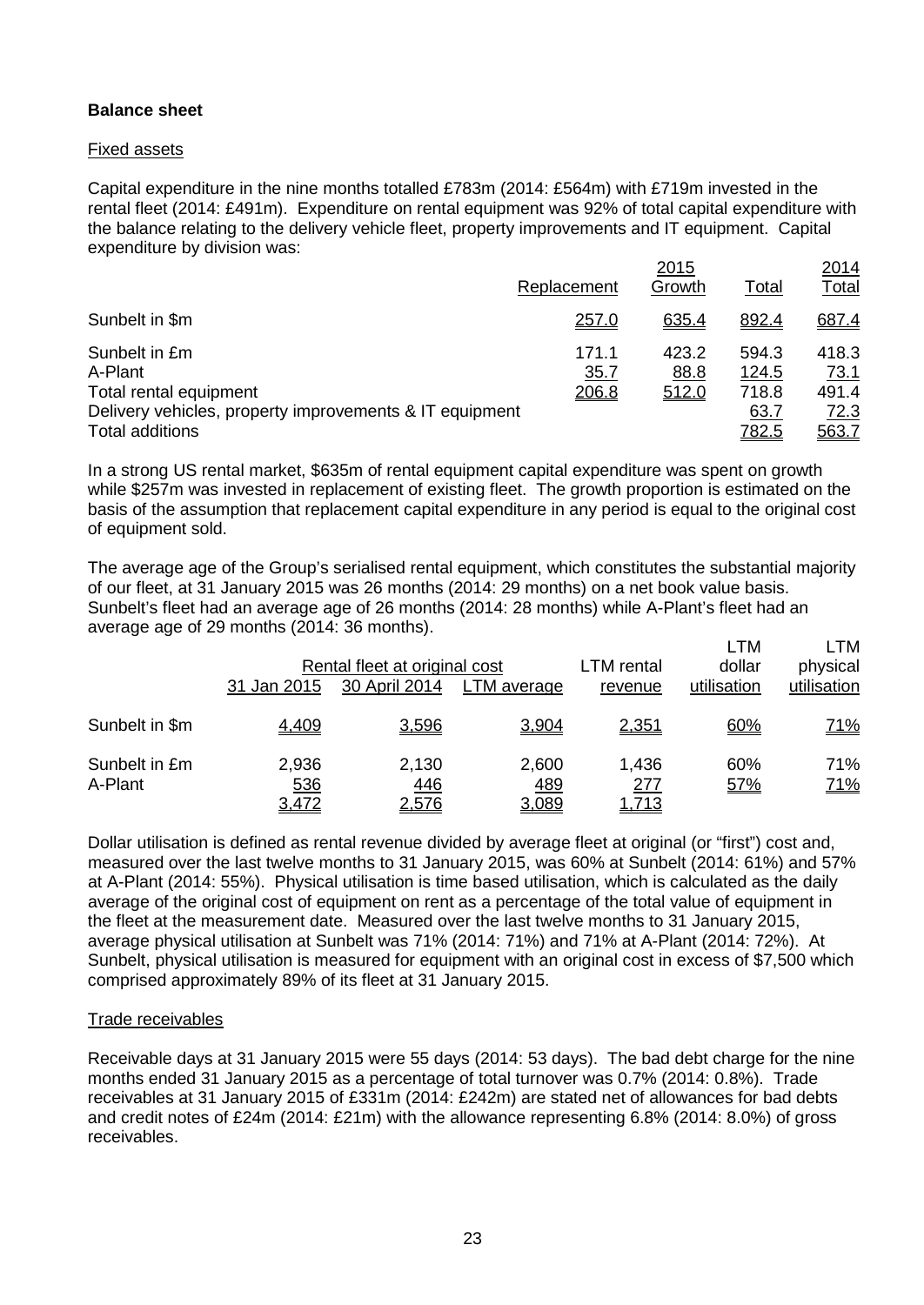**Balance sheet**

Fixed assets

Capital expenditure in the nine months totalled £783m (2014: £564m) with £719m invested in the rental fleet (2014: £491m). Expenditure on rental equipment was 92% of total capital expenditure with the balance relating to the delivery vehicle fleet, property improvements and IT equipment. Capital expenditure by division was:

| | 2015 | | | 2014 |
|---|---|---|---|---|
| | Replacement | Growth | Total | Total |
| Sunbelt in $m | 257.0 | 635.4 | 892.4 | 687.4 |
| Sunbelt in £m | 171.1 | 423.2 | 594.3 | 418.3 |
| A-Plant | 35.7 | 88.8 | 124.5 | 73.1 |
| Total rental equipment | 206.8 | 512.0 | 718.8 | 491.4 |
| Delivery vehicles, property improvements & IT equipment | | | 63.7 | 72.3 |
| Total additions | | | 782.5 | 563.7 |

In a strong US rental market, $635m of rental equipment capital expenditure was spent on growth while $257m was invested in replacement of existing fleet. The growth proportion is estimated on the basis of the assumption that replacement capital expenditure in any period is equal to the original cost of equipment sold.

The average age of the Group's serialised rental equipment, which constitutes the substantial majority of our fleet, at 31 January 2015 was 26 months (2014: 29 months) on a net book value basis. Sunbelt's fleet had an average age of 26 months (2014: 28 months) while A-Plant's fleet had an average age of 29 months (2014: 36 months).

| | Rental fleet at original cost | | | LTM rental | LTM dollar | LTM physical |
|---|---|---|---|---|---|---|
| | 31 Jan 2015 | 30 April 2014 | LTM average | revenue | utilisation | utilisation |
| Sunbelt in $m | 4,409 | 3,596 | 3,904 | 2,351 | 60% | 71% |
| Sunbelt in £m | 2,936 | 2,130 | 2,600 | 1,436 | 60% | 71% |
| A-Plant | 536 | 446 | 489 | 277 | 57% | 71% |
| | 3,472 | 2,576 | 3,089 | 1,713 | | |

Dollar utilisation is defined as rental revenue divided by average fleet at original (or "first") cost and, measured over the last twelve months to 31 January 2015, was 60% at Sunbelt (2014: 61%) and 57% at A-Plant (2014: 55%). Physical utilisation is time based utilisation, which is calculated as the daily average of the original cost of equipment on rent as a percentage of the total value of equipment in the fleet at the measurement date. Measured over the last twelve months to 31 January 2015, average physical utilisation at Sunbelt was 71% (2014: 71%) and 71% at A-Plant (2014: 72%). At Sunbelt, physical utilisation is measured for equipment with an original cost in excess of $7,500 which comprised approximately 89% of its fleet at 31 January 2015.

Trade receivables

Receivable days at 31 January 2015 were 55 days (2014: 53 days). The bad debt charge for the nine months ended 31 January 2015 as a percentage of total turnover was 0.7% (2014: 0.8%). Trade receivables at 31 January 2015 of £331m (2014: £242m) are stated net of allowances for bad debts and credit notes of £24m (2014: £21m) with the allowance representing 6.8% (2014: 8.0%) of gross receivables.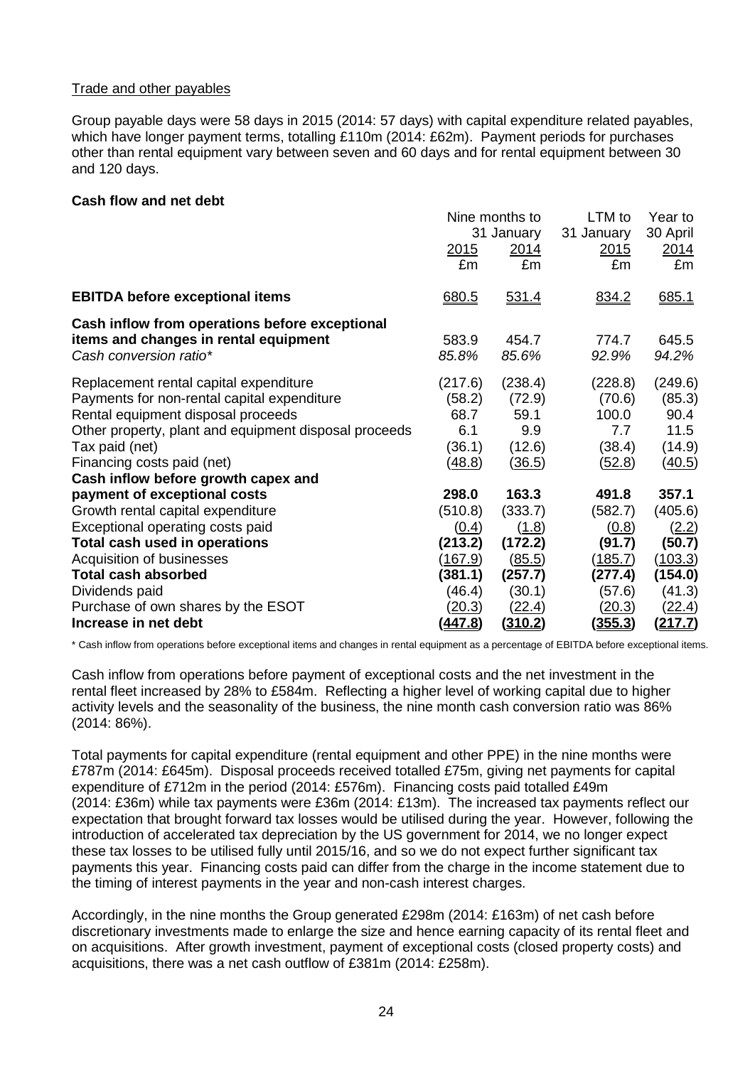Trade and other payables

Group payable days were 58 days in 2015 (2014: 57 days) with capital expenditure related payables, which have longer payment terms, totalling £110m (2014: £62m). Payment periods for purchases other than rental equipment vary between seven and 60 days and for rental equipment between 30 and 120 days.

**Cash flow and net debt**

| | Nine months to 31 January 2015 | Nine months to 31 January 2014 | LTM to 31 January 2015 | Year to 30 April 2014 |
|---|---|---|---|---|
| | £m | £m | £m | £m |
| **EBITDA before exceptional items** | 680.5 | 531.4 | 834.2 | 685.1 |
| **Cash inflow from operations before exceptional items and changes in rental equipment** | 583.9 | 454.7 | 774.7 | 645.5 |
| *Cash conversion ratio** | *85.8%* | *85.6%* | *92.9%* | *94.2%* |
| Replacement rental capital expenditure | (217.6) | (238.4) | (228.8) | (249.6) |
| Payments for non-rental capital expenditure | (58.2) | (72.9) | (70.6) | (85.3) |
| Rental equipment disposal proceeds | 68.7 | 59.1 | 100.0 | 90.4 |
| Other property, plant and equipment disposal proceeds | 6.1 | 9.9 | 7.7 | 11.5 |
| Tax paid (net) | (36.1) | (12.6) | (38.4) | (14.9) |
| Financing costs paid (net) | (48.8) | (36.5) | (52.8) | (40.5) |
| **Cash inflow before growth capex and payment of exceptional costs** | **298.0** | **163.3** | **491.8** | **357.1** |
| Growth rental capital expenditure | (510.8) | (333.7) | (582.7) | (405.6) |
| Exceptional operating costs paid | (0.4) | (1.8) | (0.8) | (2.2) |
| **Total cash used in operations** | **(213.2)** | **(172.2)** | **(91.7)** | **(50.7)** |
| Acquisition of businesses | (167.9) | (85.5) | (185.7) | (103.3) |
| **Total cash absorbed** | **(381.1)** | **(257.7)** | **(277.4)** | **(154.0)** |
| Dividends paid | (46.4) | (30.1) | (57.6) | (41.3) |
| Purchase of own shares by the ESOT | (20.3) | (22.4) | (20.3) | (22.4) |
| **Increase in net debt** | **(447.8)** | **(310.2)** | **(355.3)** | **(217.7)** |

\* Cash inflow from operations before exceptional items and changes in rental equipment as a percentage of EBITDA before exceptional items.

Cash inflow from operations before payment of exceptional costs and the net investment in the rental fleet increased by 28% to £584m. Reflecting a higher level of working capital due to higher activity levels and the seasonality of the business, the nine month cash conversion ratio was 86% (2014: 86%).

Total payments for capital expenditure (rental equipment and other PPE) in the nine months were £787m (2014: £645m). Disposal proceeds received totalled £75m, giving net payments for capital expenditure of £712m in the period (2014: £576m). Financing costs paid totalled £49m (2014: £36m) while tax payments were £36m (2014: £13m). The increased tax payments reflect our expectation that brought forward tax losses would be utilised during the year. However, following the introduction of accelerated tax depreciation by the US government for 2014, we no longer expect these tax losses to be utilised fully until 2015/16, and so we do not expect further significant tax payments this year. Financing costs paid can differ from the charge in the income statement due to the timing of interest payments in the year and non-cash interest charges.

Accordingly, in the nine months the Group generated £298m (2014: £163m) of net cash before discretionary investments made to enlarge the size and hence earning capacity of its rental fleet and on acquisitions. After growth investment, payment of exceptional costs (closed property costs) and acquisitions, there was a net cash outflow of £381m (2014: £258m).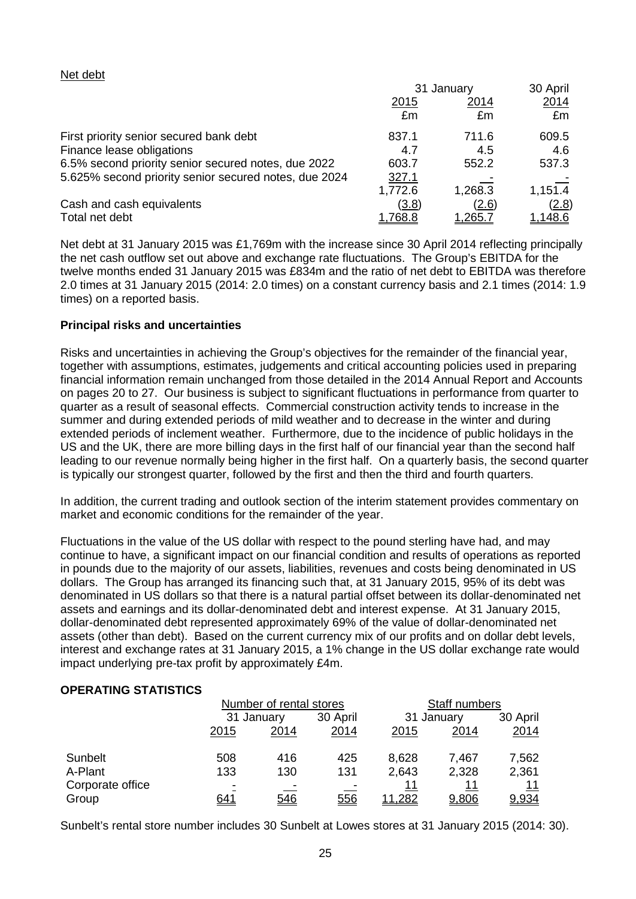Net debt

| | 31 January | | 30 April |
|---|---|---|---|
| | 2015 | 2014 | 2014 |
| | £m | £m | £m |
| First priority senior secured bank debt | 837.1 | 711.6 | 609.5 |
| Finance lease obligations | 4.7 | 4.5 | 4.6 |
| 6.5% second priority senior secured notes, due 2022 | 603.7 | 552.2 | 537.3 |
| 5.625% second priority senior secured notes, due 2024 | 327.1 | - | - |
| | 1,772.6 | 1,268.3 | 1,151.4 |
| Cash and cash equivalents | (3.8) | (2.6) | (2.8) |
| Total net debt | 1,768.8 | 1,265.7 | 1,148.6 |

Net debt at 31 January 2015 was £1,769m with the increase since 30 April 2014 reflecting principally the net cash outflow set out above and exchange rate fluctuations. The Group's EBITDA for the twelve months ended 31 January 2015 was £834m and the ratio of net debt to EBITDA was therefore 2.0 times at 31 January 2015 (2014: 2.0 times) on a constant currency basis and 2.1 times (2014: 1.9 times) on a reported basis.

**Principal risks and uncertainties**

Risks and uncertainties in achieving the Group's objectives for the remainder of the financial year, together with assumptions, estimates, judgements and critical accounting policies used in preparing financial information remain unchanged from those detailed in the 2014 Annual Report and Accounts on pages 20 to 27. Our business is subject to significant fluctuations in performance from quarter to quarter as a result of seasonal effects. Commercial construction activity tends to increase in the summer and during extended periods of mild weather and to decrease in the winter and during extended periods of inclement weather. Furthermore, due to the incidence of public holidays in the US and the UK, there are more billing days in the first half of our financial year than the second half leading to our revenue normally being higher in the first half. On a quarterly basis, the second quarter is typically our strongest quarter, followed by the first and then the third and fourth quarters.

In addition, the current trading and outlook section of the interim statement provides commentary on market and economic conditions for the remainder of the year.

Fluctuations in the value of the US dollar with respect to the pound sterling have had, and may continue to have, a significant impact on our financial condition and results of operations as reported in pounds due to the majority of our assets, liabilities, revenues and costs being denominated in US dollars. The Group has arranged its financing such that, at 31 January 2015, 95% of its debt was denominated in US dollars so that there is a natural partial offset between its dollar-denominated net assets and earnings and its dollar-denominated debt and interest expense. At 31 January 2015, dollar-denominated debt represented approximately 69% of the value of dollar-denominated net assets (other than debt). Based on the current currency mix of our profits and on dollar debt levels, interest and exchange rates at 31 January 2015, a 1% change in the US dollar exchange rate would impact underlying pre-tax profit by approximately £4m.

**OPERATING STATISTICS**

| | Number of rental stores | | | Staff numbers | | |
|---|---|---|---|---|---|---|
| | 31 January | | 30 April | 31 January | | 30 April |
| | 2015 | 2014 | 2014 | 2015 | 2014 | 2014 |
| Sunbelt | 508 | 416 | 425 | 8,628 | 7,467 | 7,562 |
| A-Plant | 133 | 130 | 131 | 2,643 | 2,328 | 2,361 |
| Corporate office | - | - | - | 11 | 11 | 11 |
| Group | 641 | 546 | 556 | 11,282 | 9,806 | 9,934 |

Sunbelt's rental store number includes 30 Sunbelt at Lowes stores at 31 January 2015 (2014: 30).